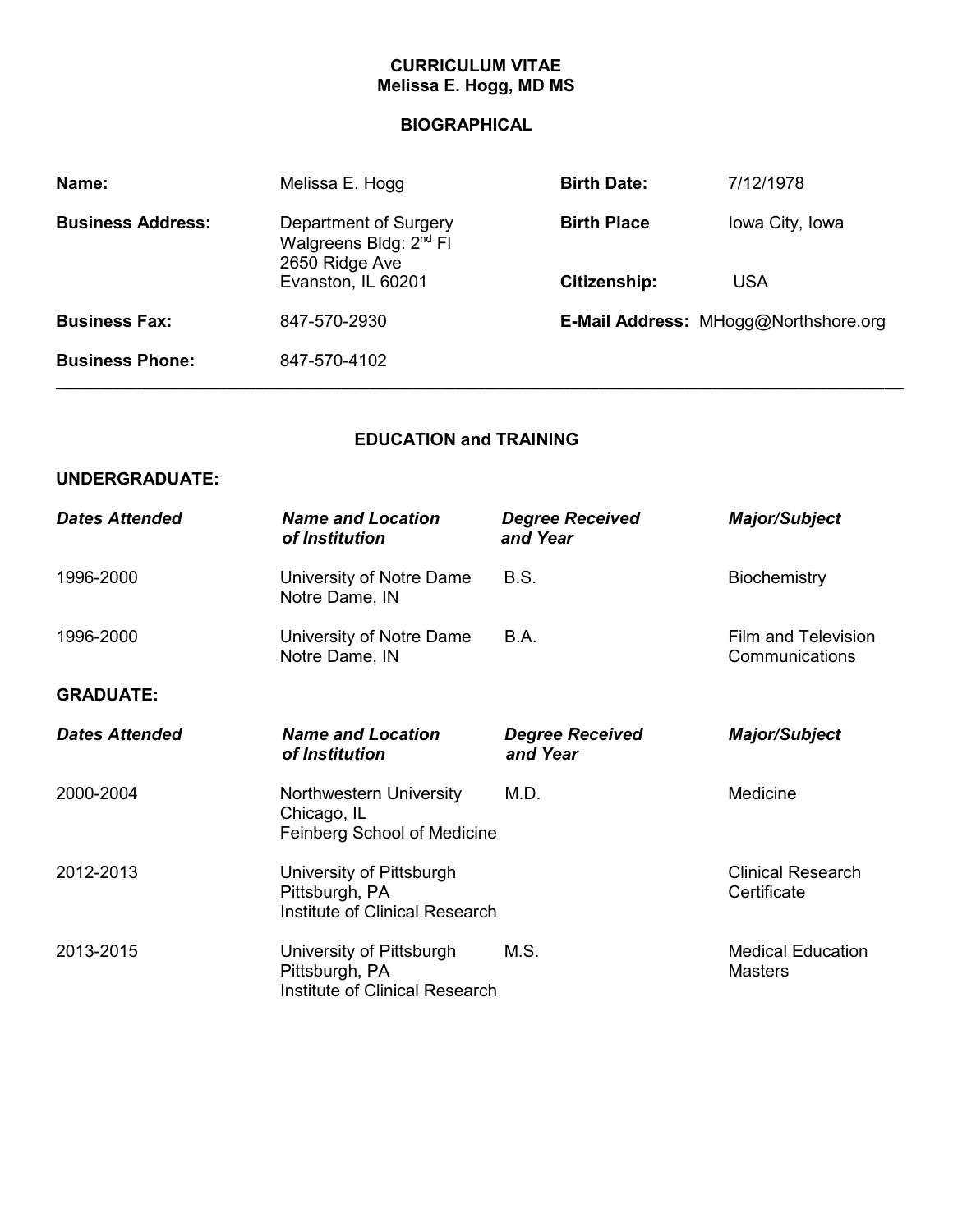# CURRICULUM VITAE
# Melissa E. Hogg, MD MS

## BIOGRAPHICAL

| | | | |
|---|---|---|---|
| **Name:** | Melissa E. Hogg | **Birth Date:** | 7/12/1978 |
| **Business Address:** | Department of Surgery<br>Walgreens Bldg: 2nd Fl<br>2650 Ridge Ave<br>Evanston, IL 60201 | **Birth Place**<br><br>**Citizenship:** | Iowa City, Iowa<br><br>USA |
| **Business Fax:** | 847-570-2930 | **E-Mail Address:** | MHogg@Northshore.org |
| **Business Phone:** | 847-570-4102 | | |

---

## EDUCATION and TRAINING

### UNDERGRADUATE:

| *Dates Attended* | *Name and Location of Institution* | *Degree Received and Year* | *Major/Subject* |
|---|---|---|---|
| 1996-2000 | University of Notre Dame<br>Notre Dame, IN | B.S. | Biochemistry |
| 1996-2000 | University of Notre Dame<br>Notre Dame, IN | B.A. | Film and Television Communications |

### GRADUATE:

| *Dates Attended* | *Name and Location of Institution* | *Degree Received and Year* | *Major/Subject* |
|---|---|---|---|
| 2000-2004 | Northwestern University<br>Chicago, IL<br>Feinberg School of Medicine | M.D. | Medicine |
| 2012-2013 | University of Pittsburgh<br>Pittsburgh, PA<br>Institute of Clinical Research | | Clinical Research Certificate |
| 2013-2015 | University of Pittsburgh<br>Pittsburgh, PA<br>Institute of Clinical Research | M.S. | Medical Education Masters |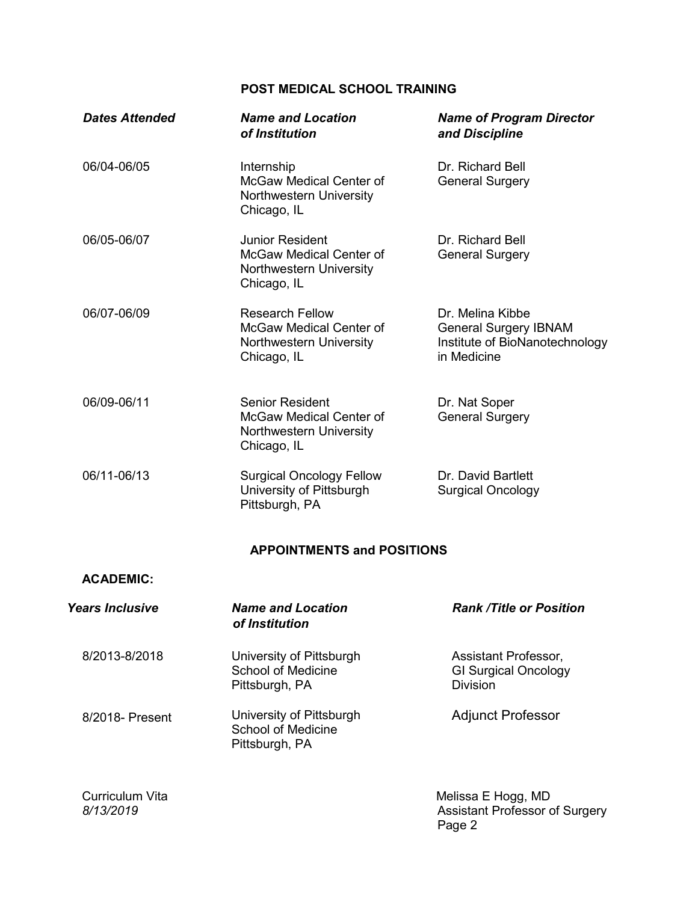## POST MEDICAL SCHOOL TRAINING

| *Dates Attended* | *Name and Location of Institution* | *Name of Program Director and Discipline* |
|---|---|---|
| 06/04-06/05 | Internship<br>McGaw Medical Center of Northwestern University<br>Chicago, IL | Dr. Richard Bell<br>General Surgery |
| 06/05-06/07 | Junior Resident<br>McGaw Medical Center of Northwestern University<br>Chicago, IL | Dr. Richard Bell<br>General Surgery |
| 06/07-06/09 | Research Fellow<br>McGaw Medical Center of Northwestern University<br>Chicago, IL | Dr. Melina Kibbe<br>General Surgery IBNAM<br>Institute of BioNanotechnology in Medicine |
| 06/09-06/11 | Senior Resident<br>McGaw Medical Center of Northwestern University<br>Chicago, IL | Dr. Nat Soper<br>General Surgery |
| 06/11-06/13 | Surgical Oncology Fellow<br>University of Pittsburgh<br>Pittsburgh, PA | Dr. David Bartlett<br>Surgical Oncology |

## APPOINTMENTS and POSITIONS

### ACADEMIC:

| *Years Inclusive* | *Name and Location of Institution* | *Rank /Title or Position* |
|---|---|---|
| 8/2013-8/2018 | University of Pittsburgh<br>School of Medicine<br>Pittsburgh, PA | Assistant Professor,<br>GI Surgical Oncology<br>Division |
| 8/2018- Present | University of Pittsburgh<br>School of Medicine<br>Pittsburgh, PA | Adjunct Professor |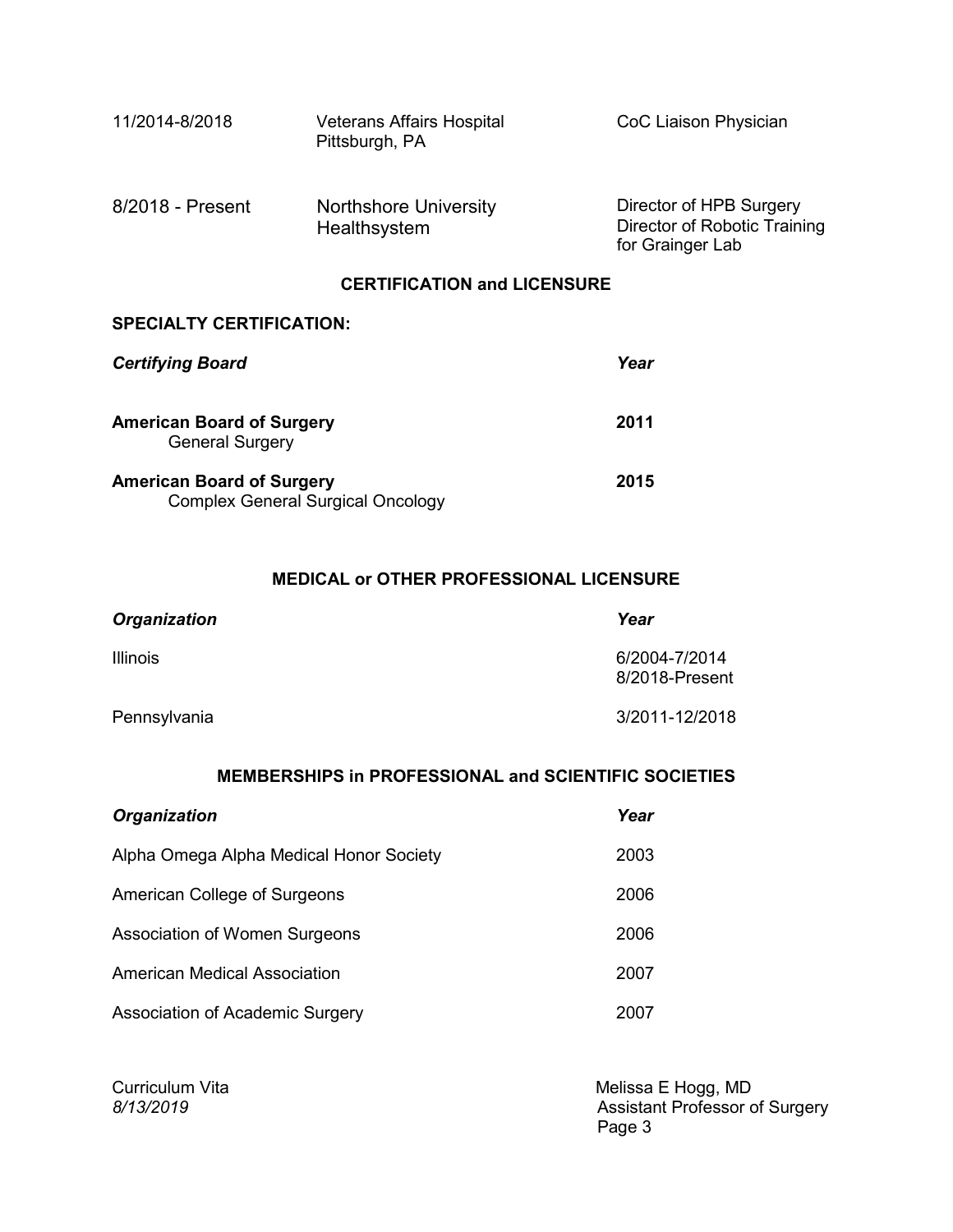| | | |
|---|---|---|
| 11/2014-8/2018 | Veterans Affairs Hospital<br>Pittsburgh, PA | CoC Liaison Physician |
| 8/2018 - Present | Northshore University Healthsystem | Director of HPB Surgery<br>Director of Robotic Training for Grainger Lab |

## CERTIFICATION and LICENSURE

### SPECIALTY CERTIFICATION:

| ***Certifying Board*** | ***Year*** |
|---|---|
| **American Board of Surgery**<br>General Surgery | **2011** |
| **American Board of Surgery**<br>Complex General Surgical Oncology | **2015** |

## MEDICAL or OTHER PROFESSIONAL LICENSURE

| ***Organization*** | ***Year*** |
|---|---|
| Illinois | 6/2004-7/2014<br>8/2018-Present |
| Pennsylvania | 3/2011-12/2018 |

## MEMBERSHIPS in PROFESSIONAL and SCIENTIFIC SOCIETIES

| ***Organization*** | ***Year*** |
|---|---|
| Alpha Omega Alpha Medical Honor Society | 2003 |
| American College of Surgeons | 2006 |
| Association of Women Surgeons | 2006 |
| American Medical Association | 2007 |
| Association of Academic Surgery | 2007 |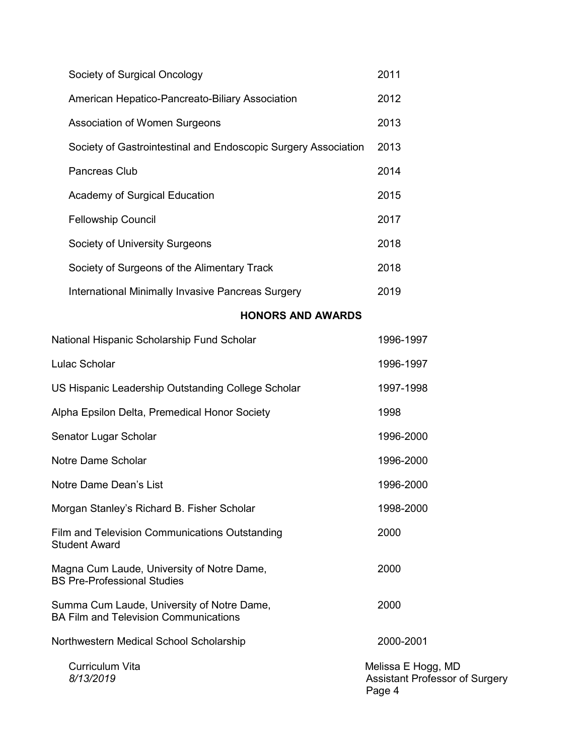| | |
|---|---|
| Society of Surgical Oncology | 2011 |
| American Hepatico-Pancreato-Biliary Association | 2012 |
| Association of Women Surgeons | 2013 |
| Society of Gastrointestinal and Endoscopic Surgery Association | 2013 |
| Pancreas Club | 2014 |
| Academy of Surgical Education | 2015 |
| Fellowship Council | 2017 |
| Society of University Surgeons | 2018 |
| Society of Surgeons of the Alimentary Track | 2018 |
| International Minimally Invasive Pancreas Surgery | 2019 |

## HONORS AND AWARDS

| | |
|---|---|
| National Hispanic Scholarship Fund Scholar | 1996-1997 |
| Lulac Scholar | 1996-1997 |
| US Hispanic Leadership Outstanding College Scholar | 1997-1998 |
| Alpha Epsilon Delta, Premedical Honor Society | 1998 |
| Senator Lugar Scholar | 1996-2000 |
| Notre Dame Scholar | 1996-2000 |
| Notre Dame Dean's List | 1996-2000 |
| Morgan Stanley's Richard B. Fisher Scholar | 1998-2000 |
| Film and Television Communications Outstanding Student Award | 2000 |
| Magna Cum Laude, University of Notre Dame, BS Pre-Professional Studies | 2000 |
| Summa Cum Laude, University of Notre Dame, BA Film and Television Communications | 2000 |
| Northwestern Medical School Scholarship | 2000-2001 |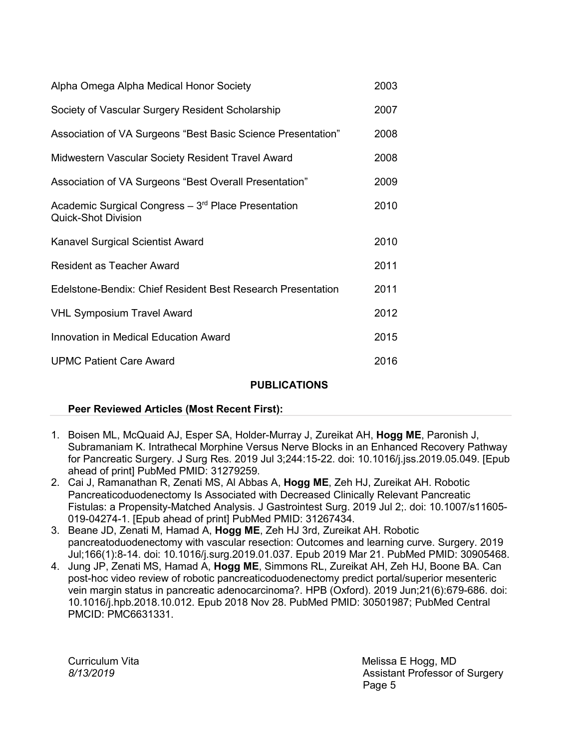| | |
|---|---|
| Alpha Omega Alpha Medical Honor Society | 2003 |
| Society of Vascular Surgery Resident Scholarship | 2007 |
| Association of VA Surgeons “Best Basic Science Presentation” | 2008 |
| Midwestern Vascular Society Resident Travel Award | 2008 |
| Association of VA Surgeons “Best Overall Presentation” | 2009 |
| Academic Surgical Congress – 3rd Place Presentation Quick-Shot Division | 2010 |
| Kanavel Surgical Scientist Award | 2010 |
| Resident as Teacher Award | 2011 |
| Edelstone-Bendix: Chief Resident Best Research Presentation | 2011 |
| VHL Symposium Travel Award | 2012 |
| Innovation in Medical Education Award | 2015 |
| UPMC Patient Care Award | 2016 |

## PUBLICATIONS

### Peer Reviewed Articles (Most Recent First):

1. Boisen ML, McQuaid AJ, Esper SA, Holder-Murray J, Zureikat AH, **Hogg ME**, Paronish J, Subramaniam K. Intrathecal Morphine Versus Nerve Blocks in an Enhanced Recovery Pathway for Pancreatic Surgery. J Surg Res. 2019 Jul 3;244:15-22. doi: 10.1016/j.jss.2019.05.049. [Epub ahead of print] PubMed PMID: 31279259.
2. Cai J, Ramanathan R, Zenati MS, Al Abbas A, **Hogg ME**, Zeh HJ, Zureikat AH. Robotic Pancreaticoduodenectomy Is Associated with Decreased Clinically Relevant Pancreatic Fistulas: a Propensity-Matched Analysis. J Gastrointest Surg. 2019 Jul 2;. doi: 10.1007/s11605-019-04274-1. [Epub ahead of print] PubMed PMID: 31267434.
3. Beane JD, Zenati M, Hamad A, **Hogg ME**, Zeh HJ 3rd, Zureikat AH. Robotic pancreatoduodenectomy with vascular resection: Outcomes and learning curve. Surgery. 2019 Jul;166(1):8-14. doi: 10.1016/j.surg.2019.01.037. Epub 2019 Mar 21. PubMed PMID: 30905468.
4. Jung JP, Zenati MS, Hamad A, **Hogg ME**, Simmons RL, Zureikat AH, Zeh HJ, Boone BA. Can post-hoc video review of robotic pancreaticoduodenectomy predict portal/superior mesenteric vein margin status in pancreatic adenocarcinoma?. HPB (Oxford). 2019 Jun;21(6):679-686. doi: 10.1016/j.hpb.2018.10.012. Epub 2018 Nov 28. PubMed PMID: 30501987; PubMed Central PMCID: PMC6631331.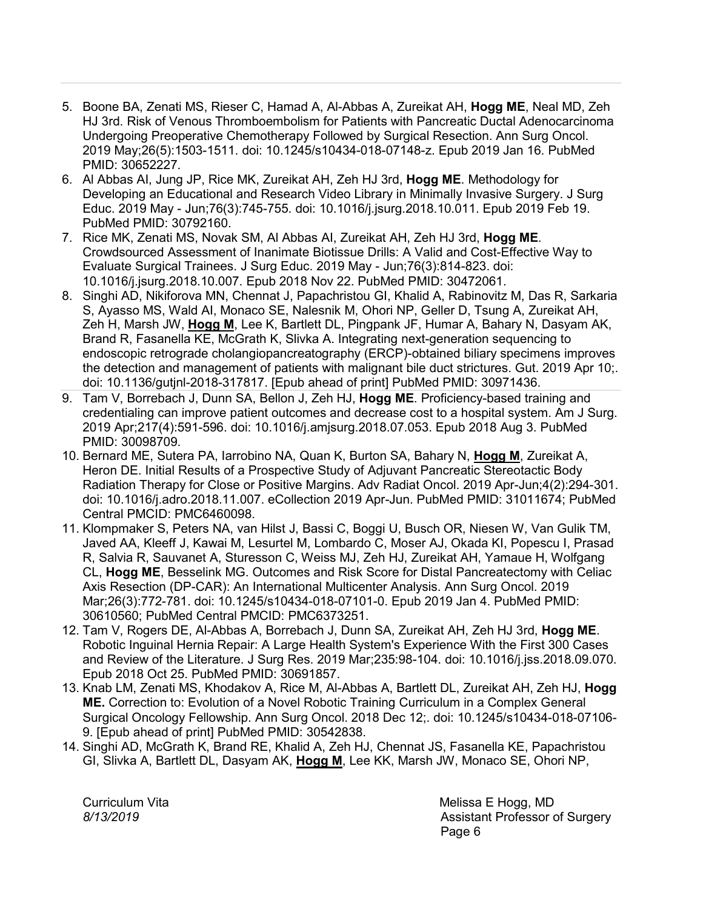5. Boone BA, Zenati MS, Rieser C, Hamad A, Al-Abbas A, Zureikat AH, **Hogg ME**, Neal MD, Zeh HJ 3rd. Risk of Venous Thromboembolism for Patients with Pancreatic Ductal Adenocarcinoma Undergoing Preoperative Chemotherapy Followed by Surgical Resection. Ann Surg Oncol. 2019 May;26(5):1503-1511. doi: 10.1245/s10434-018-07148-z. Epub 2019 Jan 16. PubMed PMID: 30652227.
6. Al Abbas AI, Jung JP, Rice MK, Zureikat AH, Zeh HJ 3rd, **Hogg ME**. Methodology for Developing an Educational and Research Video Library in Minimally Invasive Surgery. J Surg Educ. 2019 May - Jun;76(3):745-755. doi: 10.1016/j.jsurg.2018.10.011. Epub 2019 Feb 19. PubMed PMID: 30792160.
7. Rice MK, Zenati MS, Novak SM, Al Abbas AI, Zureikat AH, Zeh HJ 3rd, **Hogg ME**. Crowdsourced Assessment of Inanimate Biotissue Drills: A Valid and Cost-Effective Way to Evaluate Surgical Trainees. J Surg Educ. 2019 May - Jun;76(3):814-823. doi: 10.1016/j.jsurg.2018.10.007. Epub 2018 Nov 22. PubMed PMID: 30472061.
8. Singhi AD, Nikiforova MN, Chennat J, Papachristou GI, Khalid A, Rabinovitz M, Das R, Sarkaria S, Ayasso MS, Wald AI, Monaco SE, Nalesnik M, Ohori NP, Geller D, Tsung A, Zureikat AH, Zeh H, Marsh JW, **Hogg M**, Lee K, Bartlett DL, Pingpank JF, Humar A, Bahary N, Dasyam AK, Brand R, Fasanella KE, McGrath K, Slivka A. Integrating next-generation sequencing to endoscopic retrograde cholangiopancreatography (ERCP)-obtained biliary specimens improves the detection and management of patients with malignant bile duct strictures. Gut. 2019 Apr 10;. doi: 10.1136/gutjnl-2018-317817. [Epub ahead of print] PubMed PMID: 30971436.
9. Tam V, Borrebach J, Dunn SA, Bellon J, Zeh HJ, **Hogg ME**. Proficiency-based training and credentialing can improve patient outcomes and decrease cost to a hospital system. Am J Surg. 2019 Apr;217(4):591-596. doi: 10.1016/j.amjsurg.2018.07.053. Epub 2018 Aug 3. PubMed PMID: 30098709.
10. Bernard ME, Sutera PA, Iarrobino NA, Quan K, Burton SA, Bahary N, **Hogg M**, Zureikat A, Heron DE. Initial Results of a Prospective Study of Adjuvant Pancreatic Stereotactic Body Radiation Therapy for Close or Positive Margins. Adv Radiat Oncol. 2019 Apr-Jun;4(2):294-301. doi: 10.1016/j.adro.2018.11.007. eCollection 2019 Apr-Jun. PubMed PMID: 31011674; PubMed Central PMCID: PMC6460098.
11. Klompmaker S, Peters NA, van Hilst J, Bassi C, Boggi U, Busch OR, Niesen W, Van Gulik TM, Javed AA, Kleeff J, Kawai M, Lesurtel M, Lombardo C, Moser AJ, Okada KI, Popescu I, Prasad R, Salvia R, Sauvanet A, Sturesson C, Weiss MJ, Zeh HJ, Zureikat AH, Yamaue H, Wolfgang CL, **Hogg ME**, Besselink MG. Outcomes and Risk Score for Distal Pancreatectomy with Celiac Axis Resection (DP-CAR): An International Multicenter Analysis. Ann Surg Oncol. 2019 Mar;26(3):772-781. doi: 10.1245/s10434-018-07101-0. Epub 2019 Jan 4. PubMed PMID: 30610560; PubMed Central PMCID: PMC6373251.
12. Tam V, Rogers DE, Al-Abbas A, Borrebach J, Dunn SA, Zureikat AH, Zeh HJ 3rd, **Hogg ME**. Robotic Inguinal Hernia Repair: A Large Health System's Experience With the First 300 Cases and Review of the Literature. J Surg Res. 2019 Mar;235:98-104. doi: 10.1016/j.jss.2018.09.070. Epub 2018 Oct 25. PubMed PMID: 30691857.
13. Knab LM, Zenati MS, Khodakov A, Rice M, Al-Abbas A, Bartlett DL, Zureikat AH, Zeh HJ, **Hogg ME.** Correction to: Evolution of a Novel Robotic Training Curriculum in a Complex General Surgical Oncology Fellowship. Ann Surg Oncol. 2018 Dec 12;. doi: 10.1245/s10434-018-07106-9. [Epub ahead of print] PubMed PMID: 30542838.
14. Singhi AD, McGrath K, Brand RE, Khalid A, Zeh HJ, Chennat JS, Fasanella KE, Papachristou GI, Slivka A, Bartlett DL, Dasyam AK, **Hogg M**, Lee KK, Marsh JW, Monaco SE, Ohori NP,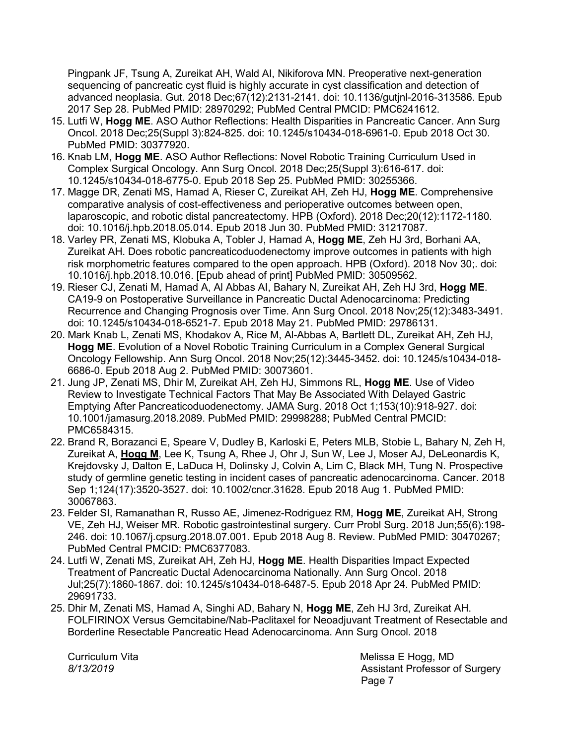Pingpank JF, Tsung A, Zureikat AH, Wald AI, Nikiforova MN. Preoperative next-generation sequencing of pancreatic cyst fluid is highly accurate in cyst classification and detection of advanced neoplasia. Gut. 2018 Dec;67(12):2131-2141. doi: 10.1136/gutjnl-2016-313586. Epub 2017 Sep 28. PubMed PMID: 28970292; PubMed Central PMCID: PMC6241612.

15. Lutfi W, **Hogg ME**. ASO Author Reflections: Health Disparities in Pancreatic Cancer. Ann Surg Oncol. 2018 Dec;25(Suppl 3):824-825. doi: 10.1245/s10434-018-6961-0. Epub 2018 Oct 30. PubMed PMID: 30377920.
16. Knab LM, **Hogg ME**. ASO Author Reflections: Novel Robotic Training Curriculum Used in Complex Surgical Oncology. Ann Surg Oncol. 2018 Dec;25(Suppl 3):616-617. doi: 10.1245/s10434-018-6775-0. Epub 2018 Sep 25. PubMed PMID: 30255366.
17. Magge DR, Zenati MS, Hamad A, Rieser C, Zureikat AH, Zeh HJ, **Hogg ME**. Comprehensive comparative analysis of cost-effectiveness and perioperative outcomes between open, laparoscopic, and robotic distal pancreatectomy. HPB (Oxford). 2018 Dec;20(12):1172-1180. doi: 10.1016/j.hpb.2018.05.014. Epub 2018 Jun 30. PubMed PMID: 31217087.
18. Varley PR, Zenati MS, Klobuka A, Tobler J, Hamad A, **Hogg ME**, Zeh HJ 3rd, Borhani AA, Zureikat AH. Does robotic pancreaticoduodenectomy improve outcomes in patients with high risk morphometric features compared to the open approach. HPB (Oxford). 2018 Nov 30;. doi: 10.1016/j.hpb.2018.10.016. [Epub ahead of print] PubMed PMID: 30509562.
19. Rieser CJ, Zenati M, Hamad A, Al Abbas AI, Bahary N, Zureikat AH, Zeh HJ 3rd, **Hogg ME**. CA19-9 on Postoperative Surveillance in Pancreatic Ductal Adenocarcinoma: Predicting Recurrence and Changing Prognosis over Time. Ann Surg Oncol. 2018 Nov;25(12):3483-3491. doi: 10.1245/s10434-018-6521-7. Epub 2018 May 21. PubMed PMID: 29786131.
20. Mark Knab L, Zenati MS, Khodakov A, Rice M, Al-Abbas A, Bartlett DL, Zureikat AH, Zeh HJ, **Hogg ME**. Evolution of a Novel Robotic Training Curriculum in a Complex General Surgical Oncology Fellowship. Ann Surg Oncol. 2018 Nov;25(12):3445-3452. doi: 10.1245/s10434-018-6686-0. Epub 2018 Aug 2. PubMed PMID: 30073601.
21. Jung JP, Zenati MS, Dhir M, Zureikat AH, Zeh HJ, Simmons RL, **Hogg ME**. Use of Video Review to Investigate Technical Factors That May Be Associated With Delayed Gastric Emptying After Pancreaticoduodenectomy. JAMA Surg. 2018 Oct 1;153(10):918-927. doi: 10.1001/jamasurg.2018.2089. PubMed PMID: 29998288; PubMed Central PMCID: PMC6584315.
22. Brand R, Borazanci E, Speare V, Dudley B, Karloski E, Peters MLB, Stobie L, Bahary N, Zeh H, Zureikat A, **<u>Hogg M</u>**, Lee K, Tsung A, Rhee J, Ohr J, Sun W, Lee J, Moser AJ, DeLeonardis K, Krejdovsky J, Dalton E, LaDuca H, Dolinsky J, Colvin A, Lim C, Black MH, Tung N. Prospective study of germline genetic testing in incident cases of pancreatic adenocarcinoma. Cancer. 2018 Sep 1;124(17):3520-3527. doi: 10.1002/cncr.31628. Epub 2018 Aug 1. PubMed PMID: 30067863.
23. Felder SI, Ramanathan R, Russo AE, Jimenez-Rodriguez RM, **Hogg ME**, Zureikat AH, Strong VE, Zeh HJ, Weiser MR. Robotic gastrointestinal surgery. Curr Probl Surg. 2018 Jun;55(6):198-246. doi: 10.1067/j.cpsurg.2018.07.001. Epub 2018 Aug 8. Review. PubMed PMID: 30470267; PubMed Central PMCID: PMC6377083.
24. Lutfi W, Zenati MS, Zureikat AH, Zeh HJ, **Hogg ME**. Health Disparities Impact Expected Treatment of Pancreatic Ductal Adenocarcinoma Nationally. Ann Surg Oncol. 2018 Jul;25(7):1860-1867. doi: 10.1245/s10434-018-6487-5. Epub 2018 Apr 24. PubMed PMID: 29691733.
25. Dhir M, Zenati MS, Hamad A, Singhi AD, Bahary N, **Hogg ME**, Zeh HJ 3rd, Zureikat AH. FOLFIRINOX Versus Gemcitabine/Nab-Paclitaxel for Neoadjuvant Treatment of Resectable and Borderline Resectable Pancreatic Head Adenocarcinoma. Ann Surg Oncol. 2018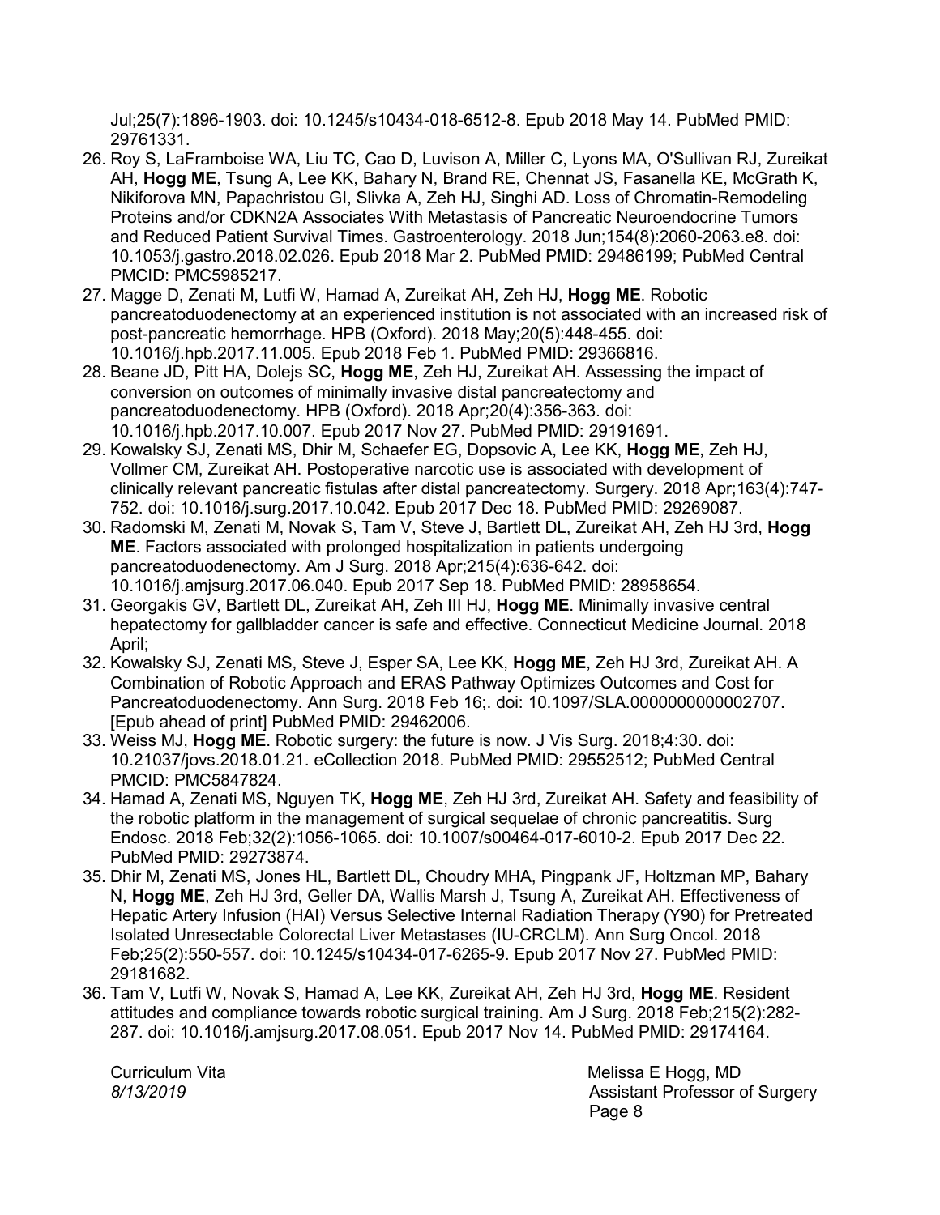Jul;25(7):1896-1903. doi: 10.1245/s10434-018-6512-8. Epub 2018 May 14. PubMed PMID: 29761331.

26. Roy S, LaFramboise WA, Liu TC, Cao D, Luvison A, Miller C, Lyons MA, O'Sullivan RJ, Zureikat AH, **Hogg ME**, Tsung A, Lee KK, Bahary N, Brand RE, Chennat JS, Fasanella KE, McGrath K, Nikiforova MN, Papachristou GI, Slivka A, Zeh HJ, Singhi AD. Loss of Chromatin-Remodeling Proteins and/or CDKN2A Associates With Metastasis of Pancreatic Neuroendocrine Tumors and Reduced Patient Survival Times. Gastroenterology. 2018 Jun;154(8):2060-2063.e8. doi: 10.1053/j.gastro.2018.02.026. Epub 2018 Mar 2. PubMed PMID: 29486199; PubMed Central PMCID: PMC5985217.
27. Magge D, Zenati M, Lutfi W, Hamad A, Zureikat AH, Zeh HJ, **Hogg ME**. Robotic pancreatoduodenectomy at an experienced institution is not associated with an increased risk of post-pancreatic hemorrhage. HPB (Oxford). 2018 May;20(5):448-455. doi: 10.1016/j.hpb.2017.11.005. Epub 2018 Feb 1. PubMed PMID: 29366816.
28. Beane JD, Pitt HA, Dolejs SC, **Hogg ME**, Zeh HJ, Zureikat AH. Assessing the impact of conversion on outcomes of minimally invasive distal pancreatectomy and pancreatoduodenectomy. HPB (Oxford). 2018 Apr;20(4):356-363. doi: 10.1016/j.hpb.2017.10.007. Epub 2017 Nov 27. PubMed PMID: 29191691.
29. Kowalsky SJ, Zenati MS, Dhir M, Schaefer EG, Dopsovic A, Lee KK, **Hogg ME**, Zeh HJ, Vollmer CM, Zureikat AH. Postoperative narcotic use is associated with development of clinically relevant pancreatic fistulas after distal pancreatectomy. Surgery. 2018 Apr;163(4):747-752. doi: 10.1016/j.surg.2017.10.042. Epub 2017 Dec 18. PubMed PMID: 29269087.
30. Radomski M, Zenati M, Novak S, Tam V, Steve J, Bartlett DL, Zureikat AH, Zeh HJ 3rd, **Hogg ME**. Factors associated with prolonged hospitalization in patients undergoing pancreatoduodenectomy. Am J Surg. 2018 Apr;215(4):636-642. doi: 10.1016/j.amjsurg.2017.06.040. Epub 2017 Sep 18. PubMed PMID: 28958654.
31. Georgakis GV, Bartlett DL, Zureikat AH, Zeh III HJ, **Hogg ME**. Minimally invasive central hepatectomy for gallbladder cancer is safe and effective. Connecticut Medicine Journal. 2018 April;
32. Kowalsky SJ, Zenati MS, Steve J, Esper SA, Lee KK, **Hogg ME**, Zeh HJ 3rd, Zureikat AH. A Combination of Robotic Approach and ERAS Pathway Optimizes Outcomes and Cost for Pancreatoduodenectomy. Ann Surg. 2018 Feb 16;. doi: 10.1097/SLA.0000000000002707. [Epub ahead of print] PubMed PMID: 29462006.
33. Weiss MJ, **Hogg ME**. Robotic surgery: the future is now. J Vis Surg. 2018;4:30. doi: 10.21037/jovs.2018.01.21. eCollection 2018. PubMed PMID: 29552512; PubMed Central PMCID: PMC5847824.
34. Hamad A, Zenati MS, Nguyen TK, **Hogg ME**, Zeh HJ 3rd, Zureikat AH. Safety and feasibility of the robotic platform in the management of surgical sequelae of chronic pancreatitis. Surg Endosc. 2018 Feb;32(2):1056-1065. doi: 10.1007/s00464-017-6010-2. Epub 2017 Dec 22. PubMed PMID: 29273874.
35. Dhir M, Zenati MS, Jones HL, Bartlett DL, Choudry MHA, Pingpank JF, Holtzman MP, Bahary N, **Hogg ME**, Zeh HJ 3rd, Geller DA, Wallis Marsh J, Tsung A, Zureikat AH. Effectiveness of Hepatic Artery Infusion (HAI) Versus Selective Internal Radiation Therapy (Y90) for Pretreated Isolated Unresectable Colorectal Liver Metastases (IU-CRCLM). Ann Surg Oncol. 2018 Feb;25(2):550-557. doi: 10.1245/s10434-017-6265-9. Epub 2017 Nov 27. PubMed PMID: 29181682.
36. Tam V, Lutfi W, Novak S, Hamad A, Lee KK, Zureikat AH, Zeh HJ 3rd, **Hogg ME**. Resident attitudes and compliance towards robotic surgical training. Am J Surg. 2018 Feb;215(2):282-287. doi: 10.1016/j.amjsurg.2017.08.051. Epub 2017 Nov 14. PubMed PMID: 29174164.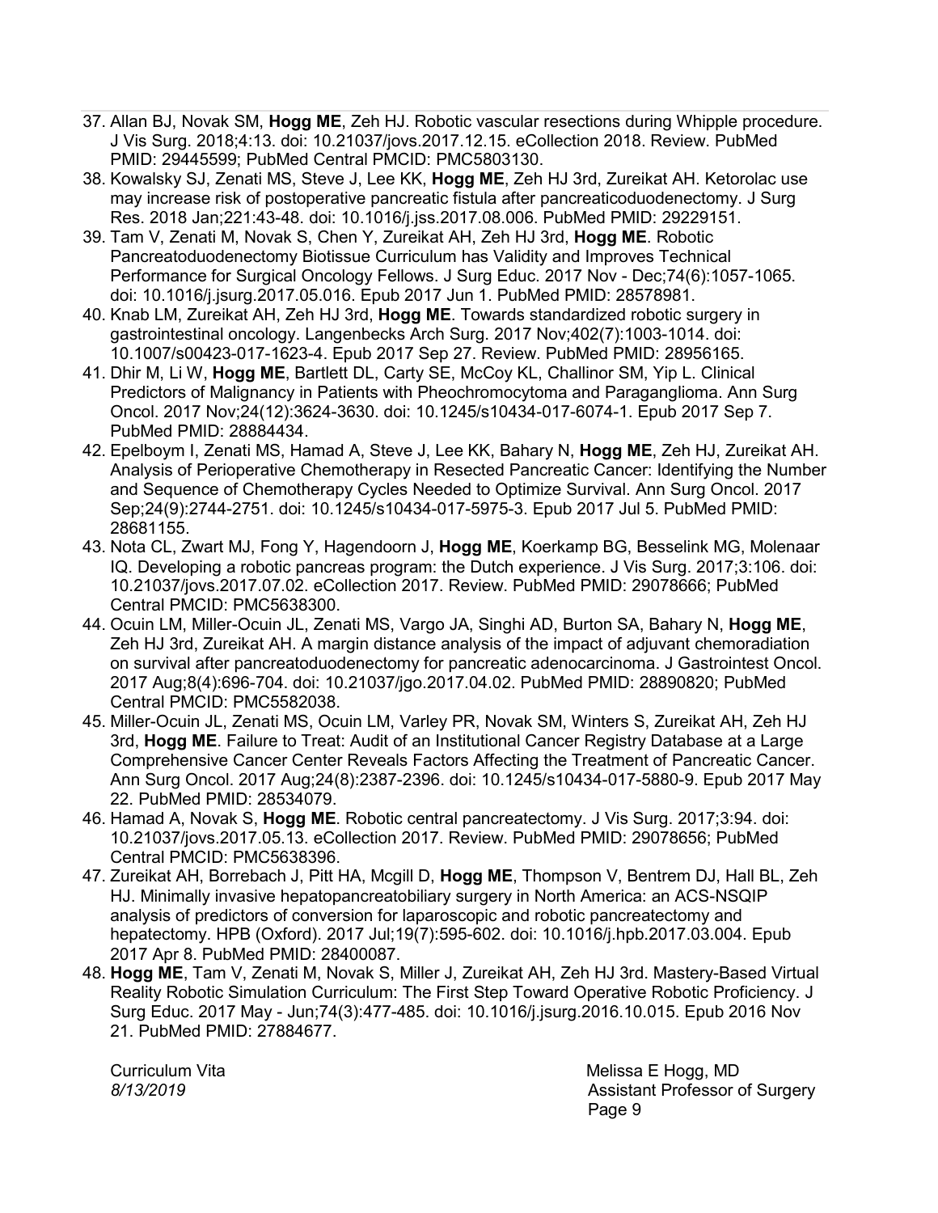37. Allan BJ, Novak SM, **Hogg ME**, Zeh HJ. Robotic vascular resections during Whipple procedure. J Vis Surg. 2018;4:13. doi: 10.21037/jovs.2017.12.15. eCollection 2018. Review. PubMed PMID: 29445599; PubMed Central PMCID: PMC5803130.
38. Kowalsky SJ, Zenati MS, Steve J, Lee KK, **Hogg ME**, Zeh HJ 3rd, Zureikat AH. Ketorolac use may increase risk of postoperative pancreatic fistula after pancreaticoduodenectomy. J Surg Res. 2018 Jan;221:43-48. doi: 10.1016/j.jss.2017.08.006. PubMed PMID: 29229151.
39. Tam V, Zenati M, Novak S, Chen Y, Zureikat AH, Zeh HJ 3rd, **Hogg ME**. Robotic Pancreatoduodenectomy Biotissue Curriculum has Validity and Improves Technical Performance for Surgical Oncology Fellows. J Surg Educ. 2017 Nov - Dec;74(6):1057-1065. doi: 10.1016/j.jsurg.2017.05.016. Epub 2017 Jun 1. PubMed PMID: 28578981.
40. Knab LM, Zureikat AH, Zeh HJ 3rd, **Hogg ME**. Towards standardized robotic surgery in gastrointestinal oncology. Langenbecks Arch Surg. 2017 Nov;402(7):1003-1014. doi: 10.1007/s00423-017-1623-4. Epub 2017 Sep 27. Review. PubMed PMID: 28956165.
41. Dhir M, Li W, **Hogg ME**, Bartlett DL, Carty SE, McCoy KL, Challinor SM, Yip L. Clinical Predictors of Malignancy in Patients with Pheochromocytoma and Paraganglioma. Ann Surg Oncol. 2017 Nov;24(12):3624-3630. doi: 10.1245/s10434-017-6074-1. Epub 2017 Sep 7. PubMed PMID: 28884434.
42. Epelboym I, Zenati MS, Hamad A, Steve J, Lee KK, Bahary N, **Hogg ME**, Zeh HJ, Zureikat AH. Analysis of Perioperative Chemotherapy in Resected Pancreatic Cancer: Identifying the Number and Sequence of Chemotherapy Cycles Needed to Optimize Survival. Ann Surg Oncol. 2017 Sep;24(9):2744-2751. doi: 10.1245/s10434-017-5975-3. Epub 2017 Jul 5. PubMed PMID: 28681155.
43. Nota CL, Zwart MJ, Fong Y, Hagendoorn J, **Hogg ME**, Koerkamp BG, Besselink MG, Molenaar IQ. Developing a robotic pancreas program: the Dutch experience. J Vis Surg. 2017;3:106. doi: 10.21037/jovs.2017.07.02. eCollection 2017. Review. PubMed PMID: 29078666; PubMed Central PMCID: PMC5638300.
44. Ocuin LM, Miller-Ocuin JL, Zenati MS, Vargo JA, Singhi AD, Burton SA, Bahary N, **Hogg ME**, Zeh HJ 3rd, Zureikat AH. A margin distance analysis of the impact of adjuvant chemoradiation on survival after pancreatoduodenectomy for pancreatic adenocarcinoma. J Gastrointest Oncol. 2017 Aug;8(4):696-704. doi: 10.21037/jgo.2017.04.02. PubMed PMID: 28890820; PubMed Central PMCID: PMC5582038.
45. Miller-Ocuin JL, Zenati MS, Ocuin LM, Varley PR, Novak SM, Winters S, Zureikat AH, Zeh HJ 3rd, **Hogg ME**. Failure to Treat: Audit of an Institutional Cancer Registry Database at a Large Comprehensive Cancer Center Reveals Factors Affecting the Treatment of Pancreatic Cancer. Ann Surg Oncol. 2017 Aug;24(8):2387-2396. doi: 10.1245/s10434-017-5880-9. Epub 2017 May 22. PubMed PMID: 28534079.
46. Hamad A, Novak S, **Hogg ME**. Robotic central pancreatectomy. J Vis Surg. 2017;3:94. doi: 10.21037/jovs.2017.05.13. eCollection 2017. Review. PubMed PMID: 29078656; PubMed Central PMCID: PMC5638396.
47. Zureikat AH, Borrebach J, Pitt HA, Mcgill D, **Hogg ME**, Thompson V, Bentrem DJ, Hall BL, Zeh HJ. Minimally invasive hepatopancreatobiliary surgery in North America: an ACS-NSQIP analysis of predictors of conversion for laparoscopic and robotic pancreatectomy and hepatectomy. HPB (Oxford). 2017 Jul;19(7):595-602. doi: 10.1016/j.hpb.2017.03.004. Epub 2017 Apr 8. PubMed PMID: 28400087.
48. **Hogg ME**, Tam V, Zenati M, Novak S, Miller J, Zureikat AH, Zeh HJ 3rd. Mastery-Based Virtual Reality Robotic Simulation Curriculum: The First Step Toward Operative Robotic Proficiency. J Surg Educ. 2017 May - Jun;74(3):477-485. doi: 10.1016/j.jsurg.2016.10.015. Epub 2016 Nov 21. PubMed PMID: 27884677.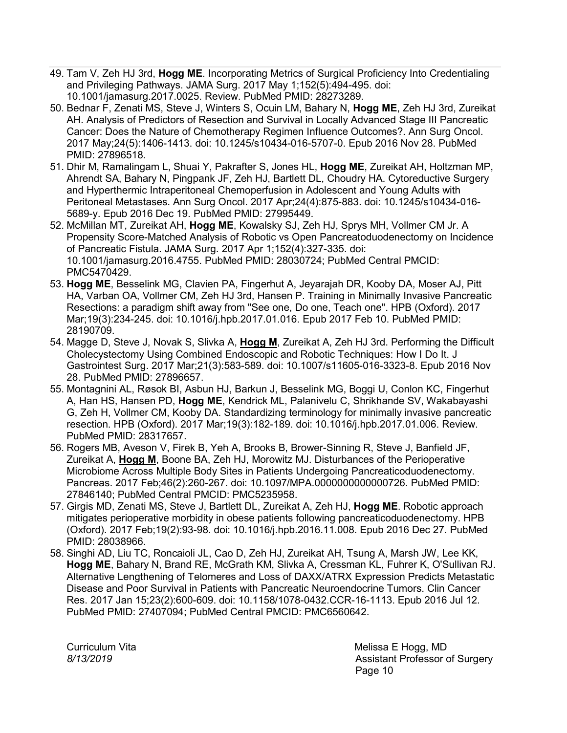49. Tam V, Zeh HJ 3rd, **Hogg ME**. Incorporating Metrics of Surgical Proficiency Into Credentialing and Privileging Pathways. JAMA Surg. 2017 May 1;152(5):494-495. doi: 10.1001/jamasurg.2017.0025. Review. PubMed PMID: 28273289.
50. Bednar F, Zenati MS, Steve J, Winters S, Ocuin LM, Bahary N, **Hogg ME**, Zeh HJ 3rd, Zureikat AH. Analysis of Predictors of Resection and Survival in Locally Advanced Stage III Pancreatic Cancer: Does the Nature of Chemotherapy Regimen Influence Outcomes?. Ann Surg Oncol. 2017 May;24(5):1406-1413. doi: 10.1245/s10434-016-5707-0. Epub 2016 Nov 28. PubMed PMID: 27896518.
51. Dhir M, Ramalingam L, Shuai Y, Pakrafter S, Jones HL, **Hogg ME**, Zureikat AH, Holtzman MP, Ahrendt SA, Bahary N, Pingpank JF, Zeh HJ, Bartlett DL, Choudry HA. Cytoreductive Surgery and Hyperthermic Intraperitoneal Chemoperfusion in Adolescent and Young Adults with Peritoneal Metastases. Ann Surg Oncol. 2017 Apr;24(4):875-883. doi: 10.1245/s10434-016-5689-y. Epub 2016 Dec 19. PubMed PMID: 27995449.
52. McMillan MT, Zureikat AH, **Hogg ME**, Kowalsky SJ, Zeh HJ, Sprys MH, Vollmer CM Jr. A Propensity Score-Matched Analysis of Robotic vs Open Pancreatoduodenectomy on Incidence of Pancreatic Fistula. JAMA Surg. 2017 Apr 1;152(4):327-335. doi: 10.1001/jamasurg.2016.4755. PubMed PMID: 28030724; PubMed Central PMCID: PMC5470429.
53. **Hogg ME**, Besselink MG, Clavien PA, Fingerhut A, Jeyarajah DR, Kooby DA, Moser AJ, Pitt HA, Varban OA, Vollmer CM, Zeh HJ 3rd, Hansen P. Training in Minimally Invasive Pancreatic Resections: a paradigm shift away from "See one, Do one, Teach one". HPB (Oxford). 2017 Mar;19(3):234-245. doi: 10.1016/j.hpb.2017.01.016. Epub 2017 Feb 10. PubMed PMID: 28190709.
54. Magge D, Steve J, Novak S, Slivka A, **<u>Hogg M</u>**, Zureikat A, Zeh HJ 3rd. Performing the Difficult Cholecystectomy Using Combined Endoscopic and Robotic Techniques: How I Do It. J Gastrointest Surg. 2017 Mar;21(3):583-589. doi: 10.1007/s11605-016-3323-8. Epub 2016 Nov 28. PubMed PMID: 27896657.
55. Montagnini AL, Røsok BI, Asbun HJ, Barkun J, Besselink MG, Boggi U, Conlon KC, Fingerhut A, Han HS, Hansen PD, **Hogg ME**, Kendrick ML, Palanivelu C, Shrikhande SV, Wakabayashi G, Zeh H, Vollmer CM, Kooby DA. Standardizing terminology for minimally invasive pancreatic resection. HPB (Oxford). 2017 Mar;19(3):182-189. doi: 10.1016/j.hpb.2017.01.006. Review. PubMed PMID: 28317657.
56. Rogers MB, Aveson V, Firek B, Yeh A, Brooks B, Brower-Sinning R, Steve J, Banfield JF, Zureikat A, **<u>Hogg M</u>**, Boone BA, Zeh HJ, Morowitz MJ. Disturbances of the Perioperative Microbiome Across Multiple Body Sites in Patients Undergoing Pancreaticoduodenectomy. Pancreas. 2017 Feb;46(2):260-267. doi: 10.1097/MPA.0000000000000726. PubMed PMID: 27846140; PubMed Central PMCID: PMC5235958.
57. Girgis MD, Zenati MS, Steve J, Bartlett DL, Zureikat A, Zeh HJ, **Hogg ME**. Robotic approach mitigates perioperative morbidity in obese patients following pancreaticoduodenectomy. HPB (Oxford). 2017 Feb;19(2):93-98. doi: 10.1016/j.hpb.2016.11.008. Epub 2016 Dec 27. PubMed PMID: 28038966.
58. Singhi AD, Liu TC, Roncaioli JL, Cao D, Zeh HJ, Zureikat AH, Tsung A, Marsh JW, Lee KK, **Hogg ME**, Bahary N, Brand RE, McGrath KM, Slivka A, Cressman KL, Fuhrer K, O'Sullivan RJ. Alternative Lengthening of Telomeres and Loss of DAXX/ATRX Expression Predicts Metastatic Disease and Poor Survival in Patients with Pancreatic Neuroendocrine Tumors. Clin Cancer Res. 2017 Jan 15;23(2):600-609. doi: 10.1158/1078-0432.CCR-16-1113. Epub 2016 Jul 12. PubMed PMID: 27407094; PubMed Central PMCID: PMC6560642.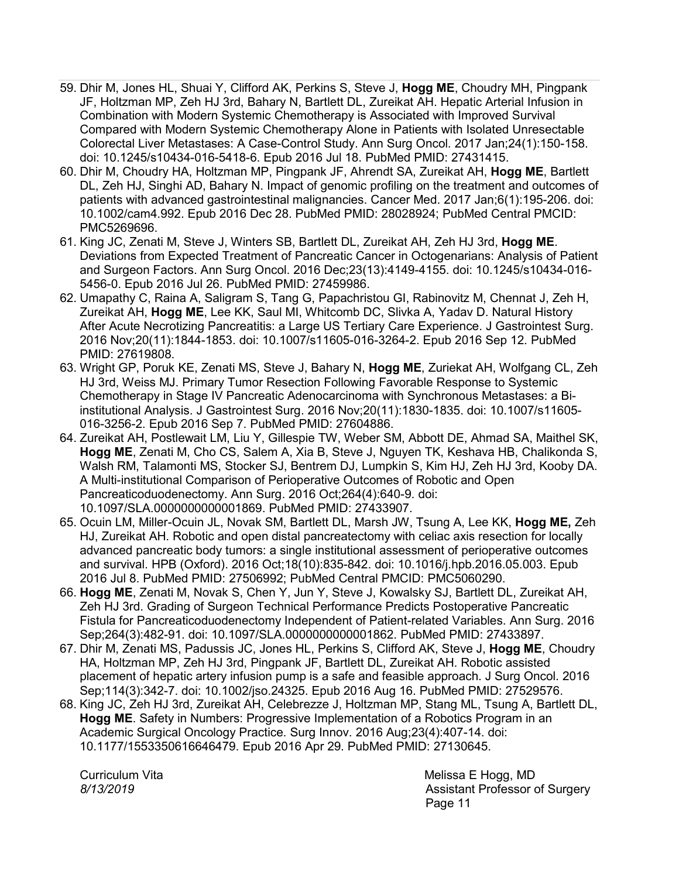59. Dhir M, Jones HL, Shuai Y, Clifford AK, Perkins S, Steve J, **Hogg ME**, Choudry MH, Pingpank JF, Holtzman MP, Zeh HJ 3rd, Bahary N, Bartlett DL, Zureikat AH. Hepatic Arterial Infusion in Combination with Modern Systemic Chemotherapy is Associated with Improved Survival Compared with Modern Systemic Chemotherapy Alone in Patients with Isolated Unresectable Colorectal Liver Metastases: A Case-Control Study. Ann Surg Oncol. 2017 Jan;24(1):150-158. doi: 10.1245/s10434-016-5418-6. Epub 2016 Jul 18. PubMed PMID: 27431415.
60. Dhir M, Choudry HA, Holtzman MP, Pingpank JF, Ahrendt SA, Zureikat AH, **Hogg ME**, Bartlett DL, Zeh HJ, Singhi AD, Bahary N. Impact of genomic profiling on the treatment and outcomes of patients with advanced gastrointestinal malignancies. Cancer Med. 2017 Jan;6(1):195-206. doi: 10.1002/cam4.992. Epub 2016 Dec 28. PubMed PMID: 28028924; PubMed Central PMCID: PMC5269696.
61. King JC, Zenati M, Steve J, Winters SB, Bartlett DL, Zureikat AH, Zeh HJ 3rd, **Hogg ME**. Deviations from Expected Treatment of Pancreatic Cancer in Octogenarians: Analysis of Patient and Surgeon Factors. Ann Surg Oncol. 2016 Dec;23(13):4149-4155. doi: 10.1245/s10434-016-5456-0. Epub 2016 Jul 26. PubMed PMID: 27459986.
62. Umapathy C, Raina A, Saligram S, Tang G, Papachristou GI, Rabinovitz M, Chennat J, Zeh H, Zureikat AH, **Hogg ME**, Lee KK, Saul MI, Whitcomb DC, Slivka A, Yadav D. Natural History After Acute Necrotizing Pancreatitis: a Large US Tertiary Care Experience. J Gastrointest Surg. 2016 Nov;20(11):1844-1853. doi: 10.1007/s11605-016-3264-2. Epub 2016 Sep 12. PubMed PMID: 27619808.
63. Wright GP, Poruk KE, Zenati MS, Steve J, Bahary N, **Hogg ME**, Zuriekat AH, Wolfgang CL, Zeh HJ 3rd, Weiss MJ. Primary Tumor Resection Following Favorable Response to Systemic Chemotherapy in Stage IV Pancreatic Adenocarcinoma with Synchronous Metastases: a Bi-institutional Analysis. J Gastrointest Surg. 2016 Nov;20(11):1830-1835. doi: 10.1007/s11605-016-3256-2. Epub 2016 Sep 7. PubMed PMID: 27604886.
64. Zureikat AH, Postlewait LM, Liu Y, Gillespie TW, Weber SM, Abbott DE, Ahmad SA, Maithel SK, **Hogg ME**, Zenati M, Cho CS, Salem A, Xia B, Steve J, Nguyen TK, Keshava HB, Chalikonda S, Walsh RM, Talamonti MS, Stocker SJ, Bentrem DJ, Lumpkin S, Kim HJ, Zeh HJ 3rd, Kooby DA. A Multi-institutional Comparison of Perioperative Outcomes of Robotic and Open Pancreaticoduodenectomy. Ann Surg. 2016 Oct;264(4):640-9. doi: 10.1097/SLA.0000000000001869. PubMed PMID: 27433907.
65. Ocuin LM, Miller-Ocuin JL, Novak SM, Bartlett DL, Marsh JW, Tsung A, Lee KK, **Hogg ME,** Zeh HJ, Zureikat AH. Robotic and open distal pancreatectomy with celiac axis resection for locally advanced pancreatic body tumors: a single institutional assessment of perioperative outcomes and survival. HPB (Oxford). 2016 Oct;18(10):835-842. doi: 10.1016/j.hpb.2016.05.003. Epub 2016 Jul 8. PubMed PMID: 27506992; PubMed Central PMCID: PMC5060290.
66. **Hogg ME**, Zenati M, Novak S, Chen Y, Jun Y, Steve J, Kowalsky SJ, Bartlett DL, Zureikat AH, Zeh HJ 3rd. Grading of Surgeon Technical Performance Predicts Postoperative Pancreatic Fistula for Pancreaticoduodenectomy Independent of Patient-related Variables. Ann Surg. 2016 Sep;264(3):482-91. doi: 10.1097/SLA.0000000000001862. PubMed PMID: 27433897.
67. Dhir M, Zenati MS, Padussis JC, Jones HL, Perkins S, Clifford AK, Steve J, **Hogg ME**, Choudry HA, Holtzman MP, Zeh HJ 3rd, Pingpank JF, Bartlett DL, Zureikat AH. Robotic assisted placement of hepatic artery infusion pump is a safe and feasible approach. J Surg Oncol. 2016 Sep;114(3):342-7. doi: 10.1002/jso.24325. Epub 2016 Aug 16. PubMed PMID: 27529576.
68. King JC, Zeh HJ 3rd, Zureikat AH, Celebrezze J, Holtzman MP, Stang ML, Tsung A, Bartlett DL, **Hogg ME**. Safety in Numbers: Progressive Implementation of a Robotics Program in an Academic Surgical Oncology Practice. Surg Innov. 2016 Aug;23(4):407-14. doi: 10.1177/1553350616646479. Epub 2016 Apr 29. PubMed PMID: 27130645.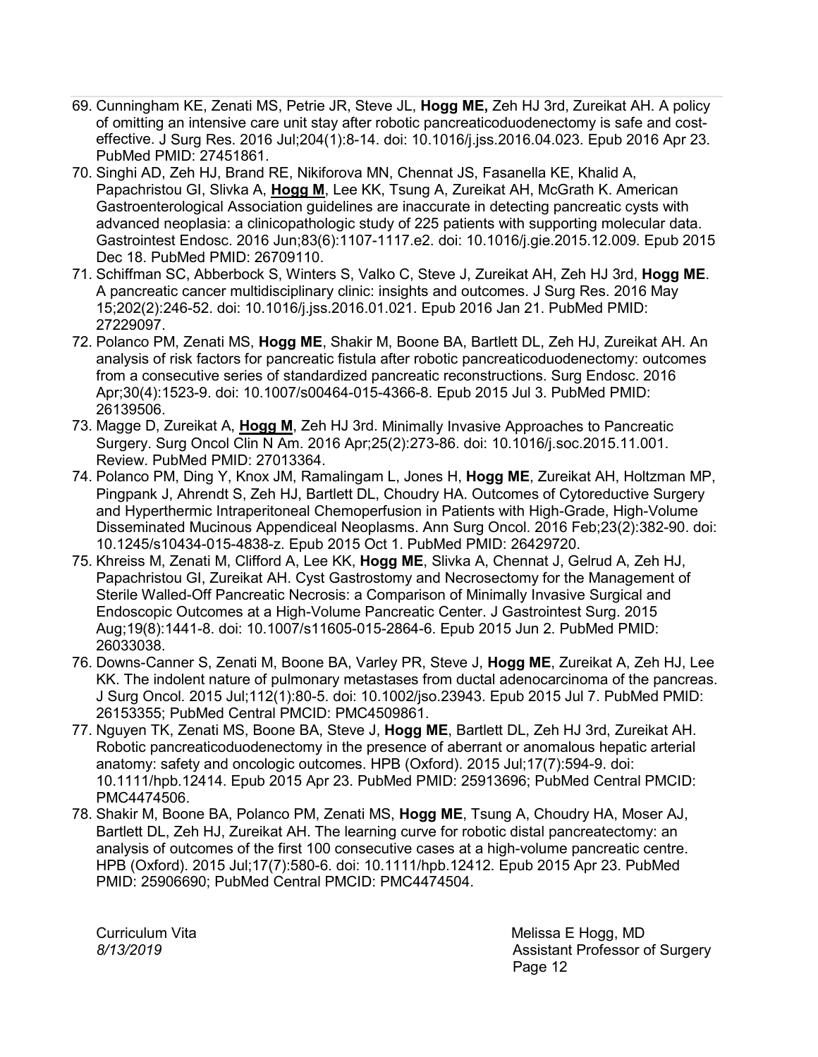69. Cunningham KE, Zenati MS, Petrie JR, Steve JL, **Hogg ME,** Zeh HJ 3rd, Zureikat AH. A policy of omitting an intensive care unit stay after robotic pancreaticoduodenectomy is safe and cost-effective. J Surg Res. 2016 Jul;204(1):8-14. doi: 10.1016/j.jss.2016.04.023. Epub 2016 Apr 23. PubMed PMID: 27451861.
70. Singhi AD, Zeh HJ, Brand RE, Nikiforova MN, Chennat JS, Fasanella KE, Khalid A, Papachristou GI, Slivka A, **Hogg M**, Lee KK, Tsung A, Zureikat AH, McGrath K. American Gastroenterological Association guidelines are inaccurate in detecting pancreatic cysts with advanced neoplasia: a clinicopathologic study of 225 patients with supporting molecular data. Gastrointest Endosc. 2016 Jun;83(6):1107-1117.e2. doi: 10.1016/j.gie.2015.12.009. Epub 2015 Dec 18. PubMed PMID: 26709110.
71. Schiffman SC, Abberbock S, Winters S, Valko C, Steve J, Zureikat AH, Zeh HJ 3rd, **Hogg ME**. A pancreatic cancer multidisciplinary clinic: insights and outcomes. J Surg Res. 2016 May 15;202(2):246-52. doi: 10.1016/j.jss.2016.01.021. Epub 2016 Jan 21. PubMed PMID: 27229097.
72. Polanco PM, Zenati MS, **Hogg ME**, Shakir M, Boone BA, Bartlett DL, Zeh HJ, Zureikat AH. An analysis of risk factors for pancreatic fistula after robotic pancreaticoduodenectomy: outcomes from a consecutive series of standardized pancreatic reconstructions. Surg Endosc. 2016 Apr;30(4):1523-9. doi: 10.1007/s00464-015-4366-8. Epub 2015 Jul 3. PubMed PMID: 26139506.
73. Magge D, Zureikat A, **Hogg M**, Zeh HJ 3rd. Minimally Invasive Approaches to Pancreatic Surgery. Surg Oncol Clin N Am. 2016 Apr;25(2):273-86. doi: 10.1016/j.soc.2015.11.001. Review. PubMed PMID: 27013364.
74. Polanco PM, Ding Y, Knox JM, Ramalingam L, Jones H, **Hogg ME**, Zureikat AH, Holtzman MP, Pingpank J, Ahrendt S, Zeh HJ, Bartlett DL, Choudry HA. Outcomes of Cytoreductive Surgery and Hyperthermic Intraperitoneal Chemoperfusion in Patients with High-Grade, High-Volume Disseminated Mucinous Appendiceal Neoplasms. Ann Surg Oncol. 2016 Feb;23(2):382-90. doi: 10.1245/s10434-015-4838-z. Epub 2015 Oct 1. PubMed PMID: 26429720.
75. Khreiss M, Zenati M, Clifford A, Lee KK, **Hogg ME**, Slivka A, Chennat J, Gelrud A, Zeh HJ, Papachristou GI, Zureikat AH. Cyst Gastrostomy and Necrosectomy for the Management of Sterile Walled-Off Pancreatic Necrosis: a Comparison of Minimally Invasive Surgical and Endoscopic Outcomes at a High-Volume Pancreatic Center. J Gastrointest Surg. 2015 Aug;19(8):1441-8. doi: 10.1007/s11605-015-2864-6. Epub 2015 Jun 2. PubMed PMID: 26033038.
76. Downs-Canner S, Zenati M, Boone BA, Varley PR, Steve J, **Hogg ME**, Zureikat A, Zeh HJ, Lee KK. The indolent nature of pulmonary metastases from ductal adenocarcinoma of the pancreas. J Surg Oncol. 2015 Jul;112(1):80-5. doi: 10.1002/jso.23943. Epub 2015 Jul 7. PubMed PMID: 26153355; PubMed Central PMCID: PMC4509861.
77. Nguyen TK, Zenati MS, Boone BA, Steve J, **Hogg ME**, Bartlett DL, Zeh HJ 3rd, Zureikat AH. Robotic pancreaticoduodenectomy in the presence of aberrant or anomalous hepatic arterial anatomy: safety and oncologic outcomes. HPB (Oxford). 2015 Jul;17(7):594-9. doi: 10.1111/hpb.12414. Epub 2015 Apr 23. PubMed PMID: 25913696; PubMed Central PMCID: PMC4474506.
78. Shakir M, Boone BA, Polanco PM, Zenati MS, **Hogg ME**, Tsung A, Choudry HA, Moser AJ, Bartlett DL, Zeh HJ, Zureikat AH. The learning curve for robotic distal pancreatectomy: an analysis of outcomes of the first 100 consecutive cases at a high-volume pancreatic centre. HPB (Oxford). 2015 Jul;17(7):580-6. doi: 10.1111/hpb.12412. Epub 2015 Apr 23. PubMed PMID: 25906690; PubMed Central PMCID: PMC4474504.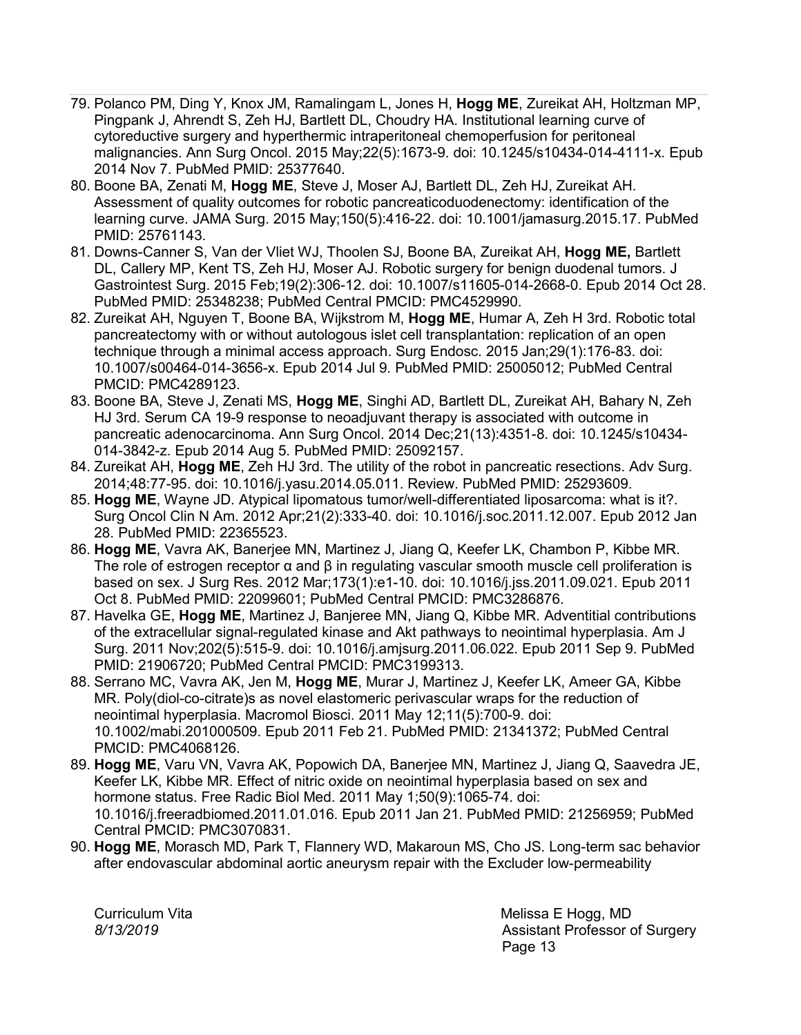79. Polanco PM, Ding Y, Knox JM, Ramalingam L, Jones H, **Hogg ME**, Zureikat AH, Holtzman MP, Pingpank J, Ahrendt S, Zeh HJ, Bartlett DL, Choudry HA. Institutional learning curve of cytoreductive surgery and hyperthermic intraperitoneal chemoperfusion for peritoneal malignancies. Ann Surg Oncol. 2015 May;22(5):1673-9. doi: 10.1245/s10434-014-4111-x. Epub 2014 Nov 7. PubMed PMID: 25377640.
80. Boone BA, Zenati M, **Hogg ME**, Steve J, Moser AJ, Bartlett DL, Zeh HJ, Zureikat AH. Assessment of quality outcomes for robotic pancreaticoduodenectomy: identification of the learning curve. JAMA Surg. 2015 May;150(5):416-22. doi: 10.1001/jamasurg.2015.17. PubMed PMID: 25761143.
81. Downs-Canner S, Van der Vliet WJ, Thoolen SJ, Boone BA, Zureikat AH, **Hogg ME,** Bartlett DL, Callery MP, Kent TS, Zeh HJ, Moser AJ. Robotic surgery for benign duodenal tumors. J Gastrointest Surg. 2015 Feb;19(2):306-12. doi: 10.1007/s11605-014-2668-0. Epub 2014 Oct 28. PubMed PMID: 25348238; PubMed Central PMCID: PMC4529990.
82. Zureikat AH, Nguyen T, Boone BA, Wijkstrom M, **Hogg ME**, Humar A, Zeh H 3rd. Robotic total pancreatectomy with or without autologous islet cell transplantation: replication of an open technique through a minimal access approach. Surg Endosc. 2015 Jan;29(1):176-83. doi: 10.1007/s00464-014-3656-x. Epub 2014 Jul 9. PubMed PMID: 25005012; PubMed Central PMCID: PMC4289123.
83. Boone BA, Steve J, Zenati MS, **Hogg ME**, Singhi AD, Bartlett DL, Zureikat AH, Bahary N, Zeh HJ 3rd. Serum CA 19-9 response to neoadjuvant therapy is associated with outcome in pancreatic adenocarcinoma. Ann Surg Oncol. 2014 Dec;21(13):4351-8. doi: 10.1245/s10434-014-3842-z. Epub 2014 Aug 5. PubMed PMID: 25092157.
84. Zureikat AH, **Hogg ME**, Zeh HJ 3rd. The utility of the robot in pancreatic resections. Adv Surg. 2014;48:77-95. doi: 10.1016/j.yasu.2014.05.011. Review. PubMed PMID: 25293609.
85. **Hogg ME**, Wayne JD. Atypical lipomatous tumor/well-differentiated liposarcoma: what is it?. Surg Oncol Clin N Am. 2012 Apr;21(2):333-40. doi: 10.1016/j.soc.2011.12.007. Epub 2012 Jan 28. PubMed PMID: 22365523.
86. **Hogg ME**, Vavra AK, Banerjee MN, Martinez J, Jiang Q, Keefer LK, Chambon P, Kibbe MR. The role of estrogen receptor α and β in regulating vascular smooth muscle cell proliferation is based on sex. J Surg Res. 2012 Mar;173(1):e1-10. doi: 10.1016/j.jss.2011.09.021. Epub 2011 Oct 8. PubMed PMID: 22099601; PubMed Central PMCID: PMC3286876.
87. Havelka GE, **Hogg ME**, Martinez J, Banjeree MN, Jiang Q, Kibbe MR. Adventitial contributions of the extracellular signal-regulated kinase and Akt pathways to neointimal hyperplasia. Am J Surg. 2011 Nov;202(5):515-9. doi: 10.1016/j.amjsurg.2011.06.022. Epub 2011 Sep 9. PubMed PMID: 21906720; PubMed Central PMCID: PMC3199313.
88. Serrano MC, Vavra AK, Jen M, **Hogg ME**, Murar J, Martinez J, Keefer LK, Ameer GA, Kibbe MR. Poly(diol-co-citrate)s as novel elastomeric perivascular wraps for the reduction of neointimal hyperplasia. Macromol Biosci. 2011 May 12;11(5):700-9. doi: 10.1002/mabi.201000509. Epub 2011 Feb 21. PubMed PMID: 21341372; PubMed Central PMCID: PMC4068126.
89. **Hogg ME**, Varu VN, Vavra AK, Popowich DA, Banerjee MN, Martinez J, Jiang Q, Saavedra JE, Keefer LK, Kibbe MR. Effect of nitric oxide on neointimal hyperplasia based on sex and hormone status. Free Radic Biol Med. 2011 May 1;50(9):1065-74. doi: 10.1016/j.freeradbiomed.2011.01.016. Epub 2011 Jan 21. PubMed PMID: 21256959; PubMed Central PMCID: PMC3070831.
90. **Hogg ME**, Morasch MD, Park T, Flannery WD, Makaroun MS, Cho JS. Long-term sac behavior after endovascular abdominal aortic aneurysm repair with the Excluder low-permeability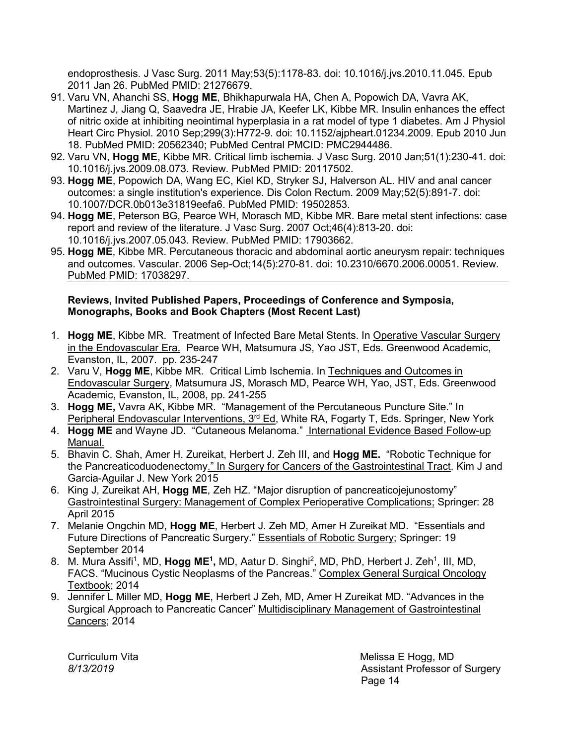endoprosthesis. J Vasc Surg. 2011 May;53(5):1178-83. doi: 10.1016/j.jvs.2010.11.045. Epub 2011 Jan 26. PubMed PMID: 21276679.

91. Varu VN, Ahanchi SS, **Hogg ME**, Bhikhapurwala HA, Chen A, Popowich DA, Vavra AK, Martinez J, Jiang Q, Saavedra JE, Hrabie JA, Keefer LK, Kibbe MR. Insulin enhances the effect of nitric oxide at inhibiting neointimal hyperplasia in a rat model of type 1 diabetes. Am J Physiol Heart Circ Physiol. 2010 Sep;299(3):H772-9. doi: 10.1152/ajpheart.01234.2009. Epub 2010 Jun 18. PubMed PMID: 20562340; PubMed Central PMCID: PMC2944486.
92. Varu VN, **Hogg ME**, Kibbe MR. Critical limb ischemia. J Vasc Surg. 2010 Jan;51(1):230-41. doi: 10.1016/j.jvs.2009.08.073. Review. PubMed PMID: 20117502.
93. **Hogg ME**, Popowich DA, Wang EC, Kiel KD, Stryker SJ, Halverson AL. HIV and anal cancer outcomes: a single institution's experience. Dis Colon Rectum. 2009 May;52(5):891-7. doi: 10.1007/DCR.0b013e31819eefa6. PubMed PMID: 19502853.
94. **Hogg ME**, Peterson BG, Pearce WH, Morasch MD, Kibbe MR. Bare metal stent infections: case report and review of the literature. J Vasc Surg. 2007 Oct;46(4):813-20. doi: 10.1016/j.jvs.2007.05.043. Review. PubMed PMID: 17903662.
95. **Hogg ME**, Kibbe MR. Percutaneous thoracic and abdominal aortic aneurysm repair: techniques and outcomes. Vascular. 2006 Sep-Oct;14(5):270-81. doi: 10.2310/6670.2006.00051. Review. PubMed PMID: 17038297.

**Reviews, Invited Published Papers, Proceedings of Conference and Symposia, Monographs, Books and Book Chapters (Most Recent Last)**

1. **Hogg ME**, Kibbe MR. Treatment of Infected Bare Metal Stents. In Operative Vascular Surgery in the Endovascular Era. Pearce WH, Matsumura JS, Yao JST, Eds. Greenwood Academic, Evanston, IL, 2007. pp. 235-247
2. Varu V, **Hogg ME**, Kibbe MR. Critical Limb Ischemia. In Techniques and Outcomes in Endovascular Surgery, Matsumura JS, Morasch MD, Pearce WH, Yao, JST, Eds. Greenwood Academic, Evanston, IL, 2008, pp. 241-255
3. **Hogg ME,** Vavra AK, Kibbe MR. "Management of the Percutaneous Puncture Site." In Peripheral Endovascular Interventions, 3rd Ed, White RA, Fogarty T, Eds. Springer, New York
4. **Hogg ME** and Wayne JD. "Cutaneous Melanoma." International Evidence Based Follow-up Manual.
5. Bhavin C. Shah, Amer H. Zureikat, Herbert J. Zeh III, and **Hogg ME.** "Robotic Technique for the Pancreaticoduodenectomy." In Surgery for Cancers of the Gastrointestinal Tract. Kim J and Garcia-Aguilar J. New York 2015
6. King J, Zureikat AH, **Hogg ME**, Zeh HZ. "Major disruption of pancreaticojejunostomy" Gastrointestinal Surgery: Management of Complex Perioperative Complications; Springer: 28 April 2015
7. Melanie Ongchin MD, **Hogg ME**, Herbert J. Zeh MD, Amer H Zureikat MD. "Essentials and Future Directions of Pancreatic Surgery." Essentials of Robotic Surgery; Springer: 19 September 2014
8. M. Mura Assifi[1], MD, **Hogg ME[1],** MD, Aatur D. Singhi[2], MD, PhD, Herbert J. Zeh[1], III, MD, FACS. "Mucinous Cystic Neoplasms of the Pancreas." Complex General Surgical Oncology Textbook; 2014
9. Jennifer L Miller MD, **Hogg ME**, Herbert J Zeh, MD, Amer H Zureikat MD. "Advances in the Surgical Approach to Pancreatic Cancer" Multidisciplinary Management of Gastrointestinal Cancers; 2014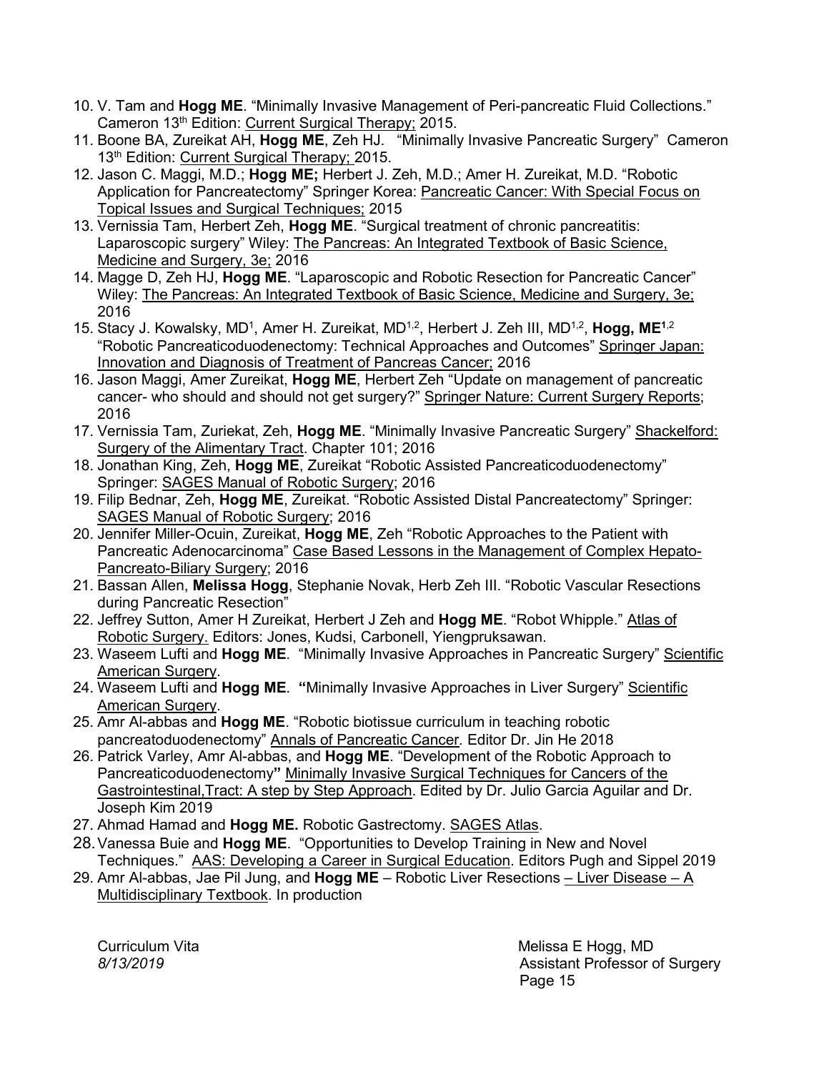10. V. Tam and **Hogg ME**. “Minimally Invasive Management of Peri-pancreatic Fluid Collections.” Cameron 13th Edition: Current Surgical Therapy; 2015.
11. Boone BA, Zureikat AH, **Hogg ME**, Zeh HJ. “Minimally Invasive Pancreatic Surgery” Cameron 13th Edition: Current Surgical Therapy; 2015.
12. Jason C. Maggi, M.D.; **Hogg ME;** Herbert J. Zeh, M.D.; Amer H. Zureikat, M.D. “Robotic Application for Pancreatectomy” Springer Korea: Pancreatic Cancer: With Special Focus on Topical Issues and Surgical Techniques; 2015
13. Vernissia Tam, Herbert Zeh, **Hogg ME**. “Surgical treatment of chronic pancreatitis: Laparoscopic surgery” Wiley: The Pancreas: An Integrated Textbook of Basic Science, Medicine and Surgery, 3e; 2016
14. Magge D, Zeh HJ, **Hogg ME**. “Laparoscopic and Robotic Resection for Pancreatic Cancer” Wiley: The Pancreas: An Integrated Textbook of Basic Science, Medicine and Surgery, 3e; 2016
15. Stacy J. Kowalsky, MD[1], Amer H. Zureikat, MD[1,2], Herbert J. Zeh III, MD[1,2], **Hogg, ME**[1,2] “Robotic Pancreaticoduodenectomy: Technical Approaches and Outcomes” Springer Japan: Innovation and Diagnosis of Treatment of Pancreas Cancer; 2016
16. Jason Maggi, Amer Zureikat, **Hogg ME**, Herbert Zeh “Update on management of pancreatic cancer- who should and should not get surgery?” Springer Nature: Current Surgery Reports; 2016
17. Vernissia Tam, Zuriekat, Zeh, **Hogg ME**. “Minimally Invasive Pancreatic Surgery” Shackelford: Surgery of the Alimentary Tract. Chapter 101; 2016
18. Jonathan King, Zeh, **Hogg ME**, Zureikat “Robotic Assisted Pancreaticoduodenectomy” Springer: SAGES Manual of Robotic Surgery; 2016
19. Filip Bednar, Zeh, **Hogg ME**, Zureikat. “Robotic Assisted Distal Pancreatectomy” Springer: SAGES Manual of Robotic Surgery; 2016
20. Jennifer Miller-Ocuin, Zureikat, **Hogg ME**, Zeh “Robotic Approaches to the Patient with Pancreatic Adenocarcinoma” Case Based Lessons in the Management of Complex Hepato-Pancreato-Biliary Surgery; 2016
21. Bassan Allen, **Melissa Hogg**, Stephanie Novak, Herb Zeh III. “Robotic Vascular Resections during Pancreatic Resection”
22. Jeffrey Sutton, Amer H Zureikat, Herbert J Zeh and **Hogg ME**. “Robot Whipple.” Atlas of Robotic Surgery. Editors: Jones, Kudsi, Carbonell, Yiengpruksawan.
23. Waseem Lufti and **Hogg ME**. “Minimally Invasive Approaches in Pancreatic Surgery” Scientific American Surgery.
24. Waseem Lufti and **Hogg ME**. **“**Minimally Invasive Approaches in Liver Surgery” Scientific American Surgery.
25. Amr Al-abbas and **Hogg ME**. “Robotic biotissue curriculum in teaching robotic pancreatoduodenectomy” *Annals of Pancreatic Cancer.* Editor Dr. Jin He 2018
26. Patrick Varley, Amr Al-abbas, and **Hogg ME**. “Development of the Robotic Approach to Pancreaticoduodenectomy**”** Minimally Invasive Surgical Techniques for Cancers of the Gastrointestinal,Tract: A step by Step Approach. Edited by Dr. Julio Garcia Aguilar and Dr. Joseph Kim 2019
27. Ahmad Hamad and **Hogg ME.** Robotic Gastrectomy. SAGES Atlas.
28. Vanessa Buie and **Hogg ME**. “Opportunities to Develop Training in New and Novel Techniques.” AAS: Developing a Career in Surgical Education. Editors Pugh and Sippel 2019
29. Amr Al-abbas, Jae Pil Jung, and **Hogg ME** – Robotic Liver Resections – Liver Disease – A Multidisciplinary Textbook. In production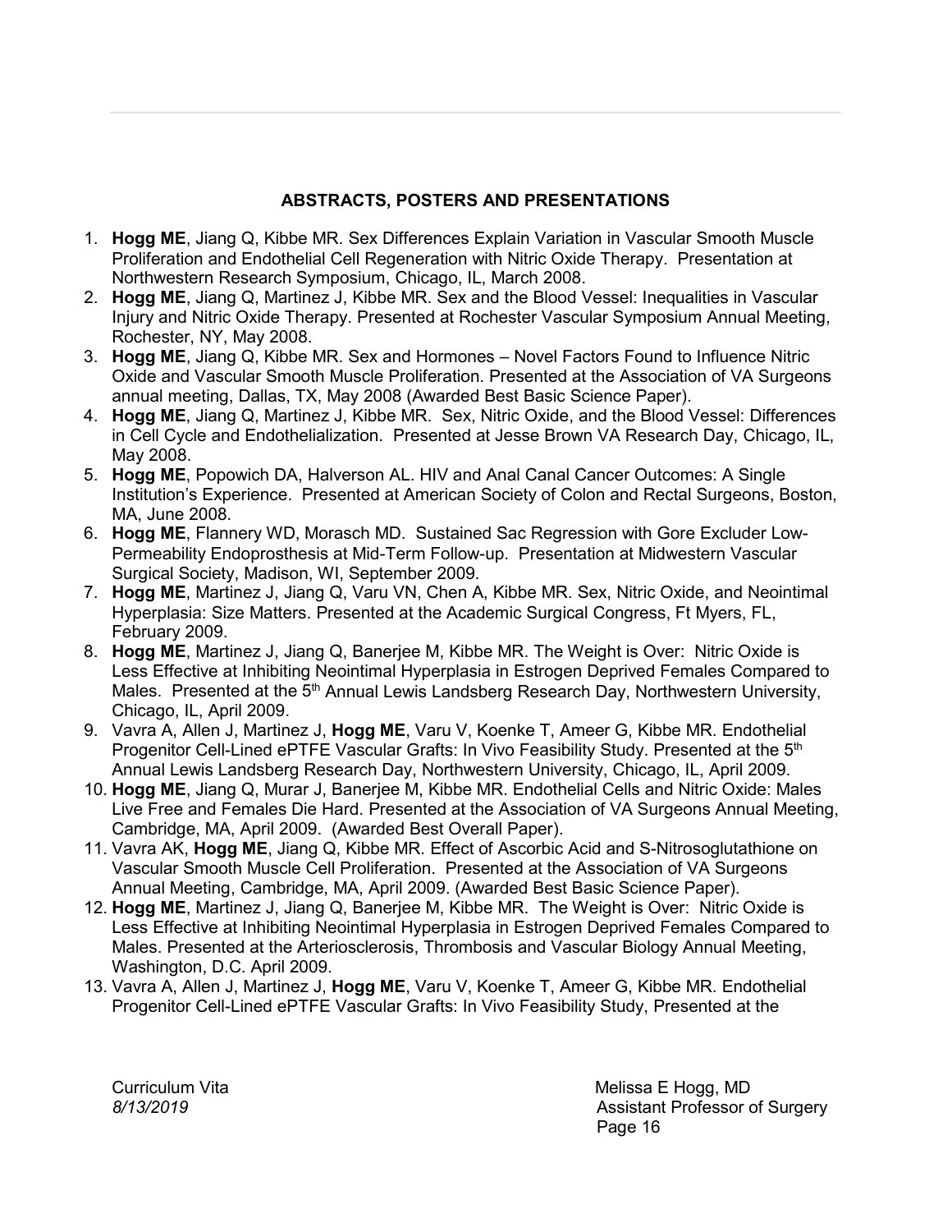## ABSTRACTS, POSTERS AND PRESENTATIONS

1. **Hogg ME**, Jiang Q, Kibbe MR. Sex Differences Explain Variation in Vascular Smooth Muscle Proliferation and Endothelial Cell Regeneration with Nitric Oxide Therapy. Presentation at Northwestern Research Symposium, Chicago, IL, March 2008.
2. **Hogg ME**, Jiang Q, Martinez J, Kibbe MR. Sex and the Blood Vessel: Inequalities in Vascular Injury and Nitric Oxide Therapy. Presented at Rochester Vascular Symposium Annual Meeting, Rochester, NY, May 2008.
3. **Hogg ME**, Jiang Q, Kibbe MR. Sex and Hormones – Novel Factors Found to Influence Nitric Oxide and Vascular Smooth Muscle Proliferation. Presented at the Association of VA Surgeons annual meeting, Dallas, TX, May 2008 (Awarded Best Basic Science Paper).
4. **Hogg ME**, Jiang Q, Martinez J, Kibbe MR. Sex, Nitric Oxide, and the Blood Vessel: Differences in Cell Cycle and Endothelialization. Presented at Jesse Brown VA Research Day, Chicago, IL, May 2008.
5. **Hogg ME**, Popowich DA, Halverson AL. HIV and Anal Canal Cancer Outcomes: A Single Institution's Experience. Presented at American Society of Colon and Rectal Surgeons, Boston, MA, June 2008.
6. **Hogg ME**, Flannery WD, Morasch MD. Sustained Sac Regression with Gore Excluder Low-Permeability Endoprosthesis at Mid-Term Follow-up. Presentation at Midwestern Vascular Surgical Society, Madison, WI, September 2009.
7. **Hogg ME**, Martinez J, Jiang Q, Varu VN, Chen A, Kibbe MR. Sex, Nitric Oxide, and Neointimal Hyperplasia: Size Matters. Presented at the Academic Surgical Congress, Ft Myers, FL, February 2009.
8. **Hogg ME**, Martinez J, Jiang Q, Banerjee M, Kibbe MR. The Weight is Over: Nitric Oxide is Less Effective at Inhibiting Neointimal Hyperplasia in Estrogen Deprived Females Compared to Males. Presented at the 5th Annual Lewis Landsberg Research Day, Northwestern University, Chicago, IL, April 2009.
9. Vavra A, Allen J, Martinez J, **Hogg ME**, Varu V, Koenke T, Ameer G, Kibbe MR. Endothelial Progenitor Cell-Lined ePTFE Vascular Grafts: In Vivo Feasibility Study. Presented at the 5th Annual Lewis Landsberg Research Day, Northwestern University, Chicago, IL, April 2009.
10. **Hogg ME**, Jiang Q, Murar J, Banerjee M, Kibbe MR. Endothelial Cells and Nitric Oxide: Males Live Free and Females Die Hard. Presented at the Association of VA Surgeons Annual Meeting, Cambridge, MA, April 2009. (Awarded Best Overall Paper).
11. Vavra AK, **Hogg ME**, Jiang Q, Kibbe MR. Effect of Ascorbic Acid and S-Nitrosoglutathione on Vascular Smooth Muscle Cell Proliferation. Presented at the Association of VA Surgeons Annual Meeting, Cambridge, MA, April 2009. (Awarded Best Basic Science Paper).
12. **Hogg ME**, Martinez J, Jiang Q, Banerjee M, Kibbe MR. The Weight is Over: Nitric Oxide is Less Effective at Inhibiting Neointimal Hyperplasia in Estrogen Deprived Females Compared to Males. Presented at the Arteriosclerosis, Thrombosis and Vascular Biology Annual Meeting, Washington, D.C. April 2009.
13. Vavra A, Allen J, Martinez J, **Hogg ME**, Varu V, Koenke T, Ameer G, Kibbe MR. Endothelial Progenitor Cell-Lined ePTFE Vascular Grafts: In Vivo Feasibility Study, Presented at the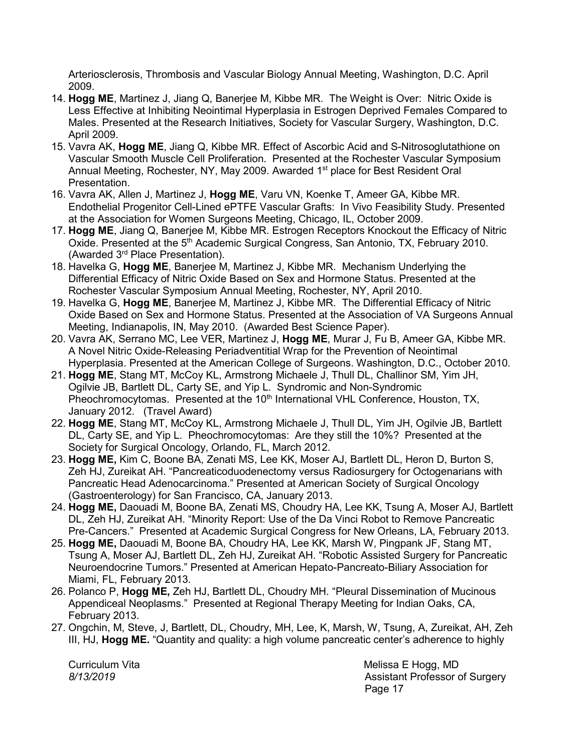Arteriosclerosis, Thrombosis and Vascular Biology Annual Meeting, Washington, D.C. April 2009.

14. **Hogg ME**, Martinez J, Jiang Q, Banerjee M, Kibbe MR. The Weight is Over: Nitric Oxide is Less Effective at Inhibiting Neointimal Hyperplasia in Estrogen Deprived Females Compared to Males. Presented at the Research Initiatives, Society for Vascular Surgery, Washington, D.C. April 2009.
15. Vavra AK, **Hogg ME**, Jiang Q, Kibbe MR. Effect of Ascorbic Acid and S-Nitrosoglutathione on Vascular Smooth Muscle Cell Proliferation. Presented at the Rochester Vascular Symposium Annual Meeting, Rochester, NY, May 2009. Awarded 1st place for Best Resident Oral Presentation.
16. Vavra AK, Allen J, Martinez J, **Hogg ME**, Varu VN, Koenke T, Ameer GA, Kibbe MR. Endothelial Progenitor Cell-Lined ePTFE Vascular Grafts: In Vivo Feasibility Study. Presented at the Association for Women Surgeons Meeting, Chicago, IL, October 2009.
17. **Hogg ME**, Jiang Q, Banerjee M, Kibbe MR. Estrogen Receptors Knockout the Efficacy of Nitric Oxide. Presented at the 5th Academic Surgical Congress, San Antonio, TX, February 2010. (Awarded 3rd Place Presentation).
18. Havelka G, **Hogg ME**, Banerjee M, Martinez J, Kibbe MR. Mechanism Underlying the Differential Efficacy of Nitric Oxide Based on Sex and Hormone Status. Presented at the Rochester Vascular Symposium Annual Meeting, Rochester, NY, April 2010.
19. Havelka G, **Hogg ME**, Banerjee M, Martinez J, Kibbe MR. The Differential Efficacy of Nitric Oxide Based on Sex and Hormone Status. Presented at the Association of VA Surgeons Annual Meeting, Indianapolis, IN, May 2010. (Awarded Best Science Paper).
20. Vavra AK, Serrano MC, Lee VER, Martinez J, **Hogg ME**, Murar J, Fu B, Ameer GA, Kibbe MR. A Novel Nitric Oxide-Releasing Periadventitial Wrap for the Prevention of Neointimal Hyperplasia. Presented at the American College of Surgeons. Washington, D.C., October 2010.
21. **Hogg ME**, Stang MT, McCoy KL, Armstrong Michaele J, Thull DL, Challinor SM, Yim JH, Ogilvie JB, Bartlett DL, Carty SE, and Yip L. Syndromic and Non-Syndromic Pheochromocytomas. Presented at the 10th International VHL Conference, Houston, TX, January 2012. (Travel Award)
22. **Hogg ME**, Stang MT, McCoy KL, Armstrong Michaele J, Thull DL, Yim JH, Ogilvie JB, Bartlett DL, Carty SE, and Yip L. Pheochromocytomas: Are they still the 10%? Presented at the Society for Surgical Oncology, Orlando, FL, March 2012.
23. **Hogg ME,** Kim C, Boone BA, Zenati MS, Lee KK, Moser AJ, Bartlett DL, Heron D, Burton S, Zeh HJ, Zureikat AH. "Pancreaticoduodenectomy versus Radiosurgery for Octogenarians with Pancreatic Head Adenocarcinoma." Presented at American Society of Surgical Oncology (Gastroenterology) for San Francisco, CA, January 2013.
24. **Hogg ME,** Daouadi M, Boone BA, Zenati MS, Choudry HA, Lee KK, Tsung A, Moser AJ, Bartlett DL, Zeh HJ, Zureikat AH. "Minority Report: Use of the Da Vinci Robot to Remove Pancreatic Pre-Cancers." Presented at Academic Surgical Congress for New Orleans, LA, February 2013.
25. **Hogg ME,** Daouadi M, Boone BA, Choudry HA, Lee KK, Marsh W, Pingpank JF, Stang MT, Tsung A, Moser AJ, Bartlett DL, Zeh HJ, Zureikat AH. "Robotic Assisted Surgery for Pancreatic Neuroendocrine Tumors." Presented at American Hepato-Pancreato-Biliary Association for Miami, FL, February 2013.
26. Polanco P, **Hogg ME,** Zeh HJ, Bartlett DL, Choudry MH. "Pleural Dissemination of Mucinous Appendiceal Neoplasms." Presented at Regional Therapy Meeting for Indian Oaks, CA, February 2013.
27. Ongchin, M, Steve, J, Bartlett, DL, Choudry, MH, Lee, K, Marsh, W, Tsung, A, Zureikat, AH, Zeh III, HJ, **Hogg ME.** "Quantity and quality: a high volume pancreatic center's adherence to highly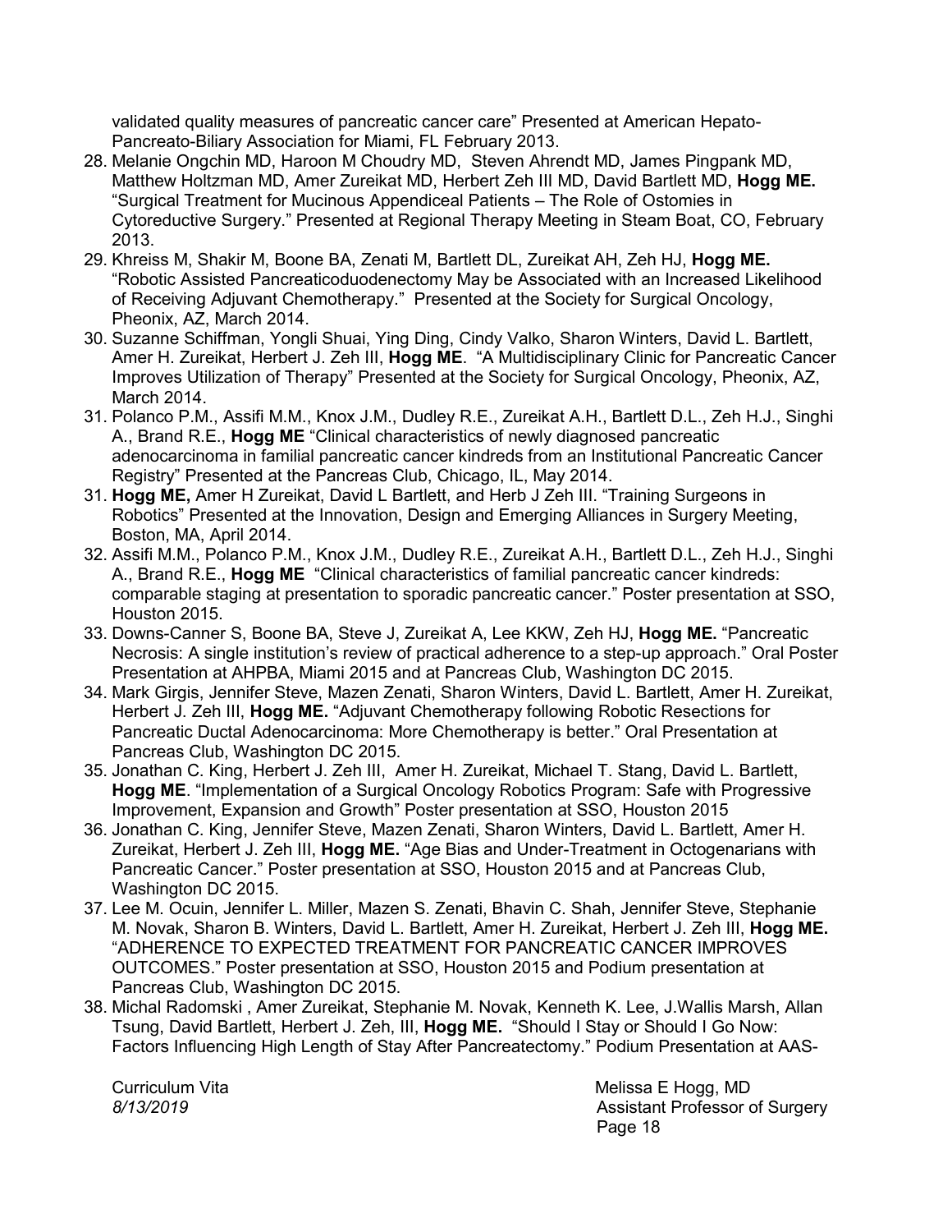validated quality measures of pancreatic cancer care" Presented at American Hepato-Pancreato-Biliary Association for Miami, FL February 2013.

28. Melanie Ongchin MD, Haroon M Choudry MD, Steven Ahrendt MD, James Pingpank MD, Matthew Holtzman MD, Amer Zureikat MD, Herbert Zeh III MD, David Bartlett MD, **Hogg ME.** "Surgical Treatment for Mucinous Appendiceal Patients – The Role of Ostomies in Cytoreductive Surgery." Presented at Regional Therapy Meeting in Steam Boat, CO, February 2013.
29. Khreiss M, Shakir M, Boone BA, Zenati M, Bartlett DL, Zureikat AH, Zeh HJ, **Hogg ME.** "Robotic Assisted Pancreaticoduodenectomy May be Associated with an Increased Likelihood of Receiving Adjuvant Chemotherapy." Presented at the Society for Surgical Oncology, Pheonix, AZ, March 2014.
30. Suzanne Schiffman, Yongli Shuai, Ying Ding, Cindy Valko, Sharon Winters, David L. Bartlett, Amer H. Zureikat, Herbert J. Zeh III, **Hogg ME**. "A Multidisciplinary Clinic for Pancreatic Cancer Improves Utilization of Therapy" Presented at the Society for Surgical Oncology, Pheonix, AZ, March 2014.
31. Polanco P.M., Assifi M.M., Knox J.M., Dudley R.E., Zureikat A.H., Bartlett D.L., Zeh H.J., Singhi A., Brand R.E., **Hogg ME** "Clinical characteristics of newly diagnosed pancreatic adenocarcinoma in familial pancreatic cancer kindreds from an Institutional Pancreatic Cancer Registry" Presented at the Pancreas Club, Chicago, IL, May 2014.
31. **Hogg ME,** Amer H Zureikat, David L Bartlett, and Herb J Zeh III. "Training Surgeons in Robotics" Presented at the Innovation, Design and Emerging Alliances in Surgery Meeting, Boston, MA, April 2014.
32. Assifi M.M., Polanco P.M., Knox J.M., Dudley R.E., Zureikat A.H., Bartlett D.L., Zeh H.J., Singhi A., Brand R.E., **Hogg ME** "Clinical characteristics of familial pancreatic cancer kindreds: comparable staging at presentation to sporadic pancreatic cancer." Poster presentation at SSO, Houston 2015.
33. Downs-Canner S, Boone BA, Steve J, Zureikat A, Lee KKW, Zeh HJ, **Hogg ME.** "Pancreatic Necrosis: A single institution's review of practical adherence to a step-up approach." Oral Poster Presentation at AHPBA, Miami 2015 and at Pancreas Club, Washington DC 2015.
34. Mark Girgis, Jennifer Steve, Mazen Zenati, Sharon Winters, David L. Bartlett, Amer H. Zureikat, Herbert J. Zeh III, **Hogg ME.** "Adjuvant Chemotherapy following Robotic Resections for Pancreatic Ductal Adenocarcinoma: More Chemotherapy is better." Oral Presentation at Pancreas Club, Washington DC 2015.
35. Jonathan C. King, Herbert J. Zeh III, Amer H. Zureikat, Michael T. Stang, David L. Bartlett, **Hogg ME**. "Implementation of a Surgical Oncology Robotics Program: Safe with Progressive Improvement, Expansion and Growth" Poster presentation at SSO, Houston 2015
36. Jonathan C. King, Jennifer Steve, Mazen Zenati, Sharon Winters, David L. Bartlett, Amer H. Zureikat, Herbert J. Zeh III, **Hogg ME.** "Age Bias and Under-Treatment in Octogenarians with Pancreatic Cancer." Poster presentation at SSO, Houston 2015 and at Pancreas Club, Washington DC 2015.
37. Lee M. Ocuin, Jennifer L. Miller, Mazen S. Zenati, Bhavin C. Shah, Jennifer Steve, Stephanie M. Novak, Sharon B. Winters, David L. Bartlett, Amer H. Zureikat, Herbert J. Zeh III, **Hogg ME.** "ADHERENCE TO EXPECTED TREATMENT FOR PANCREATIC CANCER IMPROVES OUTCOMES." Poster presentation at SSO, Houston 2015 and Podium presentation at Pancreas Club, Washington DC 2015.
38. Michal Radomski , Amer Zureikat, Stephanie M. Novak, Kenneth K. Lee, J.Wallis Marsh, Allan Tsung, David Bartlett, Herbert J. Zeh, III, **Hogg ME.** "Should I Stay or Should I Go Now: Factors Influencing High Length of Stay After Pancreatectomy." Podium Presentation at AAS-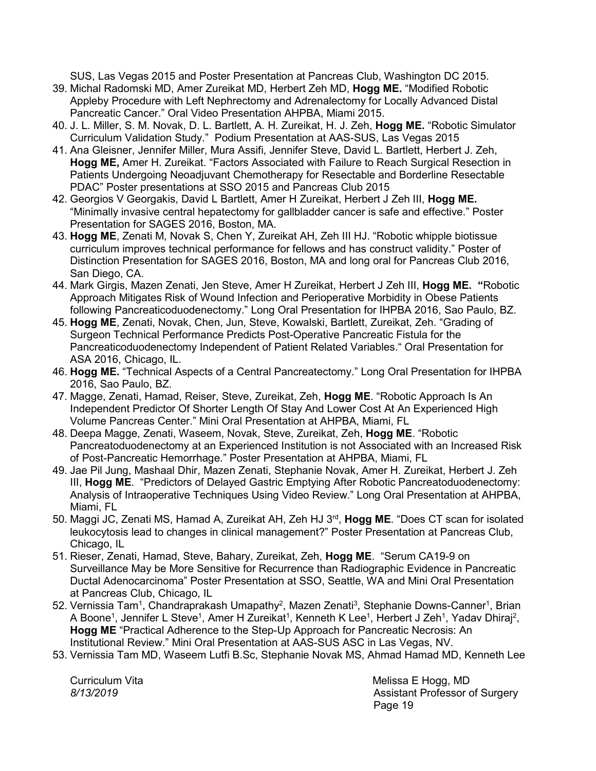SUS, Las Vegas 2015 and Poster Presentation at Pancreas Club, Washington DC 2015.

39. Michal Radomski MD, Amer Zureikat MD, Herbert Zeh MD, **Hogg ME.** "Modified Robotic Appleby Procedure with Left Nephrectomy and Adrenalectomy for Locally Advanced Distal Pancreatic Cancer." Oral Video Presentation AHPBA, Miami 2015.
40. J. L. Miller, S. M. Novak, D. L. Bartlett, A. H. Zureikat, H. J. Zeh, **Hogg ME.** "Robotic Simulator Curriculum Validation Study." Podium Presentation at AAS-SUS, Las Vegas 2015
41. Ana Gleisner, Jennifer Miller, Mura Assifi, Jennifer Steve, David L. Bartlett, Herbert J. Zeh, **Hogg ME,** Amer H. Zureikat. "Factors Associated with Failure to Reach Surgical Resection in Patients Undergoing Neoadjuvant Chemotherapy for Resectable and Borderline Resectable PDAC" Poster presentations at SSO 2015 and Pancreas Club 2015
42. Georgios V Georgakis, David L Bartlett, Amer H Zureikat, Herbert J Zeh III, **Hogg ME.** "Minimally invasive central hepatectomy for gallbladder cancer is safe and effective." Poster Presentation for SAGES 2016, Boston, MA.
43. **Hogg ME**, Zenati M, Novak S, Chen Y, Zureikat AH, Zeh III HJ. "Robotic whipple biotissue curriculum improves technical performance for fellows and has construct validity." Poster of Distinction Presentation for SAGES 2016, Boston, MA and long oral for Pancreas Club 2016, San Diego, CA.
44. Mark Girgis, Mazen Zenati, Jen Steve, Amer H Zureikat, Herbert J Zeh III, **Hogg ME. "**Robotic Approach Mitigates Risk of Wound Infection and Perioperative Morbidity in Obese Patients following Pancreaticoduodenectomy." Long Oral Presentation for IHPBA 2016, Sao Paulo, BZ.
45. **Hogg ME**, Zenati, Novak, Chen, Jun, Steve, Kowalski, Bartlett, Zureikat, Zeh. "Grading of Surgeon Technical Performance Predicts Post-Operative Pancreatic Fistula for the Pancreaticoduodenectomy Independent of Patient Related Variables." Oral Presentation for ASA 2016, Chicago, IL.
46. **Hogg ME.** "Technical Aspects of a Central Pancreatectomy." Long Oral Presentation for IHPBA 2016, Sao Paulo, BZ.
47. Magge, Zenati, Hamad, Reiser, Steve, Zureikat, Zeh, **Hogg ME**. "Robotic Approach Is An Independent Predictor Of Shorter Length Of Stay And Lower Cost At An Experienced High Volume Pancreas Center." Mini Oral Presentation at AHPBA, Miami, FL
48. Deepa Magge, Zenati, Waseem, Novak, Steve, Zureikat, Zeh, **Hogg ME**. "Robotic Pancreatoduodenectomy at an Experienced Institution is not Associated with an Increased Risk of Post-Pancreatic Hemorrhage." Poster Presentation at AHPBA, Miami, FL
49. Jae Pil Jung, Mashaal Dhir, Mazen Zenati, Stephanie Novak, Amer H. Zureikat, Herbert J. Zeh III, **Hogg ME**. "Predictors of Delayed Gastric Emptying After Robotic Pancreatoduodenectomy: Analysis of Intraoperative Techniques Using Video Review." Long Oral Presentation at AHPBA, Miami, FL
50. Maggi JC, Zenati MS, Hamad A, Zureikat AH, Zeh HJ 3rd, **Hogg ME**. "Does CT scan for isolated leukocytosis lead to changes in clinical management?" Poster Presentation at Pancreas Club, Chicago, IL
51. Rieser, Zenati, Hamad, Steve, Bahary, Zureikat, Zeh, **Hogg ME**. "Serum CA19-9 on Surveillance May be More Sensitive for Recurrence than Radiographic Evidence in Pancreatic Ductal Adenocarcinoma" Poster Presentation at SSO, Seattle, WA and Mini Oral Presentation at Pancreas Club, Chicago, IL
52. Vernissia Tam[1], Chandraprakash Umapathy[2], Mazen Zenati[3], Stephanie Downs-Canner[1], Brian A Boone[1], Jennifer L Steve[1], Amer H Zureikat[1], Kenneth K Lee[1], Herbert J Zeh[1], Yadav Dhiraj[2], **Hogg ME** "Practical Adherence to the Step-Up Approach for Pancreatic Necrosis: An Institutional Review." Mini Oral Presentation at AAS-SUS ASC in Las Vegas, NV.
53. Vernissia Tam MD, Waseem Lutfi B.Sc, Stephanie Novak MS, Ahmad Hamad MD, Kenneth Lee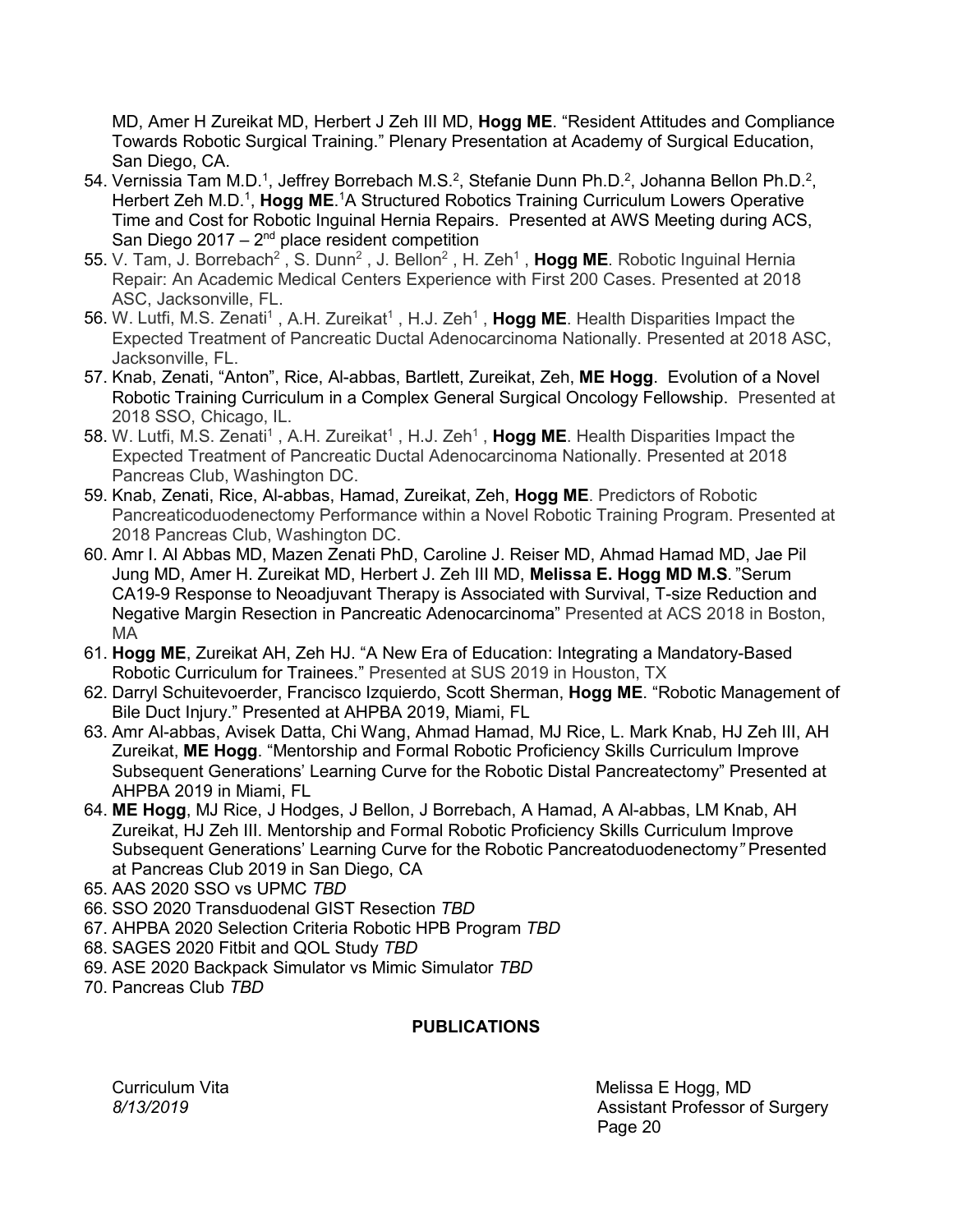MD, Amer H Zureikat MD, Herbert J Zeh III MD, **Hogg ME**. "Resident Attitudes and Compliance Towards Robotic Surgical Training." Plenary Presentation at Academy of Surgical Education, San Diego, CA.

54. Vernissia Tam M.D.[1], Jeffrey Borrebach M.S.[2], Stefanie Dunn Ph.D.[2], Johanna Bellon Ph.D.[2], Herbert Zeh M.D.[1], **Hogg ME**.[1]A Structured Robotics Training Curriculum Lowers Operative Time and Cost for Robotic Inguinal Hernia Repairs. Presented at AWS Meeting during ACS, San Diego 2017 – 2nd place resident competition
55. V. Tam, J. Borrebach[2] , S. Dunn[2] , J. Bellon[2] , H. Zeh[1] , **Hogg ME**. Robotic Inguinal Hernia Repair: An Academic Medical Centers Experience with First 200 Cases. Presented at 2018 ASC, Jacksonville, FL.
56. W. Lutfi, M.S. Zenati[1] , A.H. Zureikat[1] , H.J. Zeh[1] , **Hogg ME**. Health Disparities Impact the Expected Treatment of Pancreatic Ductal Adenocarcinoma Nationally. Presented at 2018 ASC, Jacksonville, FL.
57. Knab, Zenati, "Anton", Rice, Al-abbas, Bartlett, Zureikat, Zeh, **ME Hogg**. Evolution of a Novel Robotic Training Curriculum in a Complex General Surgical Oncology Fellowship. Presented at 2018 SSO, Chicago, IL.
58. W. Lutfi, M.S. Zenati[1] , A.H. Zureikat[1] , H.J. Zeh[1] , **Hogg ME**. Health Disparities Impact the Expected Treatment of Pancreatic Ductal Adenocarcinoma Nationally. Presented at 2018 Pancreas Club, Washington DC.
59. Knab, Zenati, Rice, Al-abbas, Hamad, Zureikat, Zeh, **Hogg ME**. Predictors of Robotic Pancreaticoduodenectomy Performance within a Novel Robotic Training Program. Presented at 2018 Pancreas Club, Washington DC.
60. Amr I. Al Abbas MD, Mazen Zenati PhD, Caroline J. Reiser MD, Ahmad Hamad MD, Jae Pil Jung MD, Amer H. Zureikat MD, Herbert J. Zeh III MD, **Melissa E. Hogg MD M.S**. "Serum CA19-9 Response to Neoadjuvant Therapy is Associated with Survival, T-size Reduction and Negative Margin Resection in Pancreatic Adenocarcinoma" Presented at ACS 2018 in Boston, MA
61. **Hogg ME**, Zureikat AH, Zeh HJ. "A New Era of Education: Integrating a Mandatory-Based Robotic Curriculum for Trainees." Presented at SUS 2019 in Houston, TX
62. Darryl Schuitevoerder, Francisco Izquierdo, Scott Sherman, **Hogg ME**. "Robotic Management of Bile Duct Injury." Presented at AHPBA 2019, Miami, FL
63. Amr Al-abbas, Avisek Datta, Chi Wang, Ahmad Hamad, MJ Rice, L. Mark Knab, HJ Zeh III, AH Zureikat, **ME Hogg**. "Mentorship and Formal Robotic Proficiency Skills Curriculum Improve Subsequent Generations' Learning Curve for the Robotic Distal Pancreatectomy" Presented at AHPBA 2019 in Miami, FL
64. **ME Hogg**, MJ Rice, J Hodges, J Bellon, J Borrebach, A Hamad, A Al-abbas, LM Knab, AH Zureikat, HJ Zeh III. Mentorship and Formal Robotic Proficiency Skills Curriculum Improve Subsequent Generations' Learning Curve for the Robotic Pancreatoduodenectomy*"* Presented at Pancreas Club 2019 in San Diego, CA
65. AAS 2020 SSO vs UPMC *TBD*
66. SSO 2020 Transduodenal GIST Resection *TBD*
67. AHPBA 2020 Selection Criteria Robotic HPB Program *TBD*
68. SAGES 2020 Fitbit and QOL Study *TBD*
69. ASE 2020 Backpack Simulator vs Mimic Simulator *TBD*
70. Pancreas Club *TBD*

**PUBLICATIONS**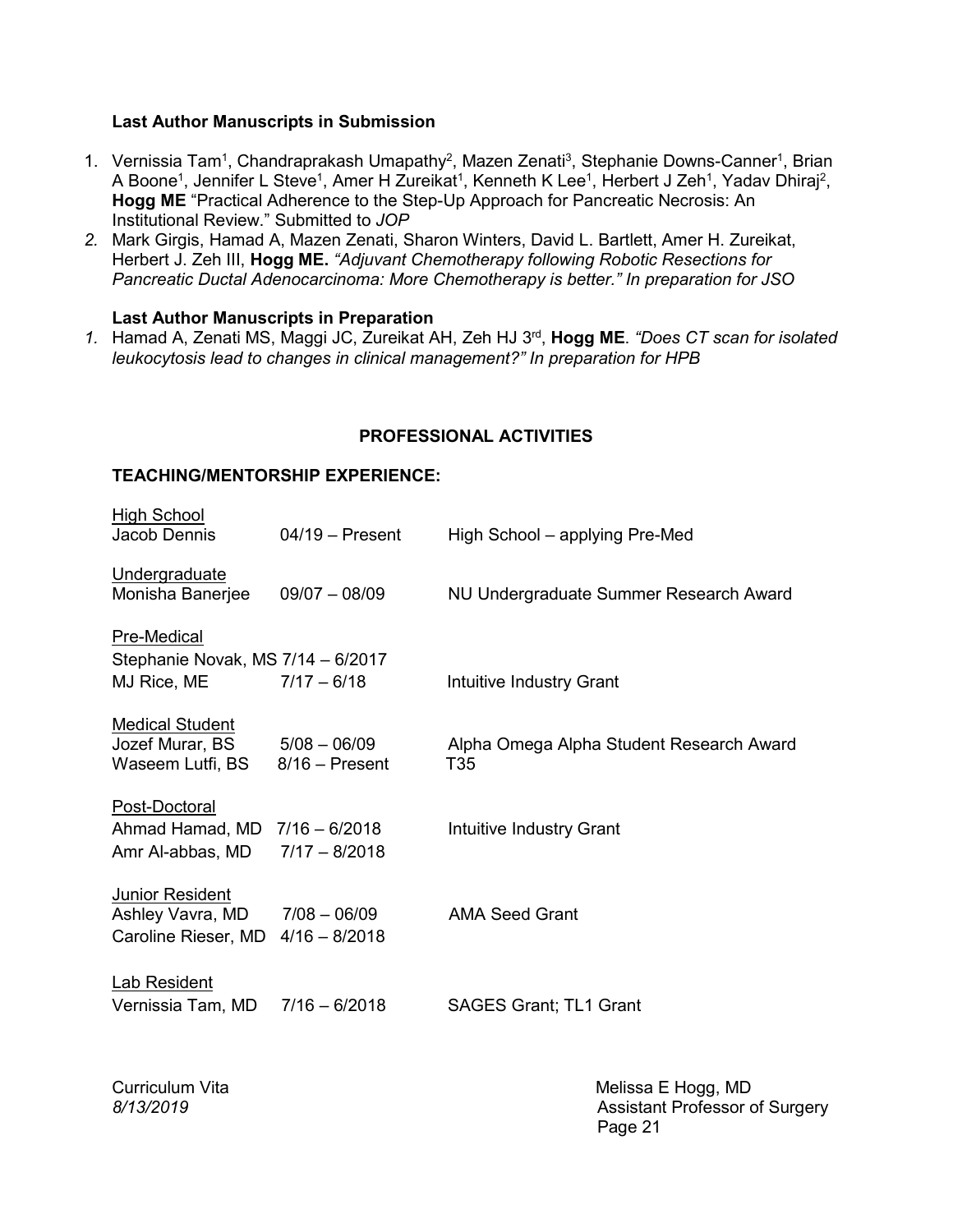### Last Author Manuscripts in Submission

1. Vernissia Tam[1], Chandraprakash Umapathy[2], Mazen Zenati[3], Stephanie Downs-Canner[1], Brian A Boone[1], Jennifer L Steve[1], Amer H Zureikat[1], Kenneth K Lee[1], Herbert J Zeh[1], Yadav Dhiraj[2], **Hogg ME** "Practical Adherence to the Step-Up Approach for Pancreatic Necrosis: An Institutional Review." Submitted to *JOP*
2. Mark Girgis, Hamad A, Mazen Zenati, Sharon Winters, David L. Bartlett, Amer H. Zureikat, Herbert J. Zeh III, **Hogg ME.** *"Adjuvant Chemotherapy following Robotic Resections for Pancreatic Ductal Adenocarcinoma: More Chemotherapy is better." In preparation for JSO*

### Last Author Manuscripts in Preparation

1. Hamad A, Zenati MS, Maggi JC, Zureikat AH, Zeh HJ 3rd, **Hogg ME**. *"Does CT scan for isolated leukocytosis lead to changes in clinical management?" In preparation for HPB*

## PROFESSIONAL ACTIVITIES

### TEACHING/MENTORSHIP EXPERIENCE:

| Name | Dates | Details |
|---|---|---|
| High School | | |
| Jacob Dennis | 04/19 – Present | High School – applying Pre-Med |
| Undergraduate | | |
| Monisha Banerjee | 09/07 – 08/09 | NU Undergraduate Summer Research Award |
| Pre-Medical | | |
| Stephanie Novak, MS | 7/14 – 6/2017 | |
| MJ Rice, ME | 7/17 – 6/18 | Intuitive Industry Grant |
| Medical Student | | |
| Jozef Murar, BS | 5/08 – 06/09 | Alpha Omega Alpha Student Research Award |
| Waseem Lutfi, BS | 8/16 – Present | T35 |
| Post-Doctoral | | |
| Ahmad Hamad, MD | 7/16 – 6/2018 | Intuitive Industry Grant |
| Amr Al-abbas, MD | 7/17 – 8/2018 | |
| Junior Resident | | |
| Ashley Vavra, MD | 7/08 – 06/09 | AMA Seed Grant |
| Caroline Rieser, MD | 4/16 – 8/2018 | |
| Lab Resident | | |
| Vernissia Tam, MD | 7/16 – 6/2018 | SAGES Grant; TL1 Grant |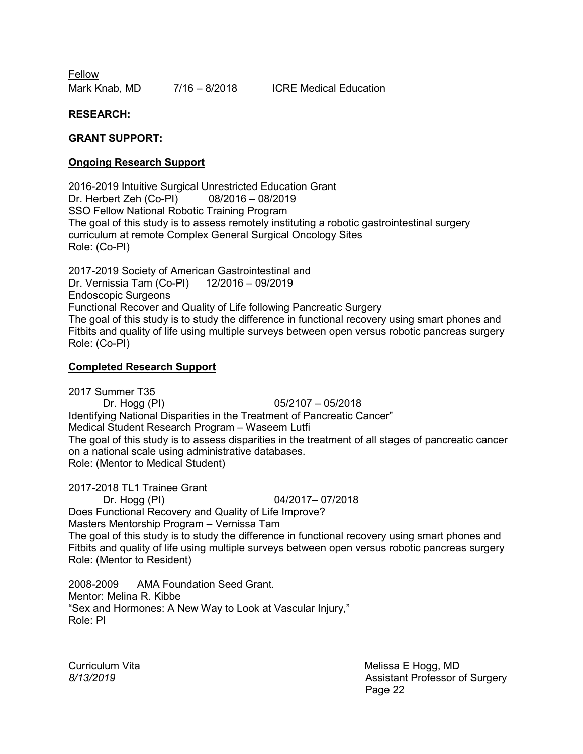Fellow

Mark Knab, MD 7/16 – 8/2018 ICRE Medical Education

**RESEARCH:**

**GRANT SUPPORT:**

**Ongoing Research Support**

2016-2019 Intuitive Surgical Unrestricted Education Grant
Dr. Herbert Zeh (Co-PI) 08/2016 – 08/2019
SSO Fellow National Robotic Training Program
The goal of this study is to assess remotely instituting a robotic gastrointestinal surgery curriculum at remote Complex General Surgical Oncology Sites
Role: (Co-PI)

2017-2019 Society of American Gastrointestinal and
Dr. Vernissia Tam (Co-PI) 12/2016 – 09/2019
Endoscopic Surgeons
Functional Recover and Quality of Life following Pancreatic Surgery
The goal of this study is to study the difference in functional recovery using smart phones and Fitbits and quality of life using multiple surveys between open versus robotic pancreas surgery
Role: (Co-PI)

**Completed Research Support**

2017 Summer T35
Dr. Hogg (PI) 05/2107 – 05/2018
Identifying National Disparities in the Treatment of Pancreatic Cancer"
Medical Student Research Program – Waseem Lutfi
The goal of this study is to assess disparities in the treatment of all stages of pancreatic cancer on a national scale using administrative databases.
Role: (Mentor to Medical Student)

2017-2018 TL1 Trainee Grant
Dr. Hogg (PI) 04/2017– 07/2018
Does Functional Recovery and Quality of Life Improve?
Masters Mentorship Program – Vernissa Tam
The goal of this study is to study the difference in functional recovery using smart phones and Fitbits and quality of life using multiple surveys between open versus robotic pancreas surgery
Role: (Mentor to Resident)

2008-2009 AMA Foundation Seed Grant.
Mentor: Melina R. Kibbe
"Sex and Hormones: A New Way to Look at Vascular Injury,"
Role: PI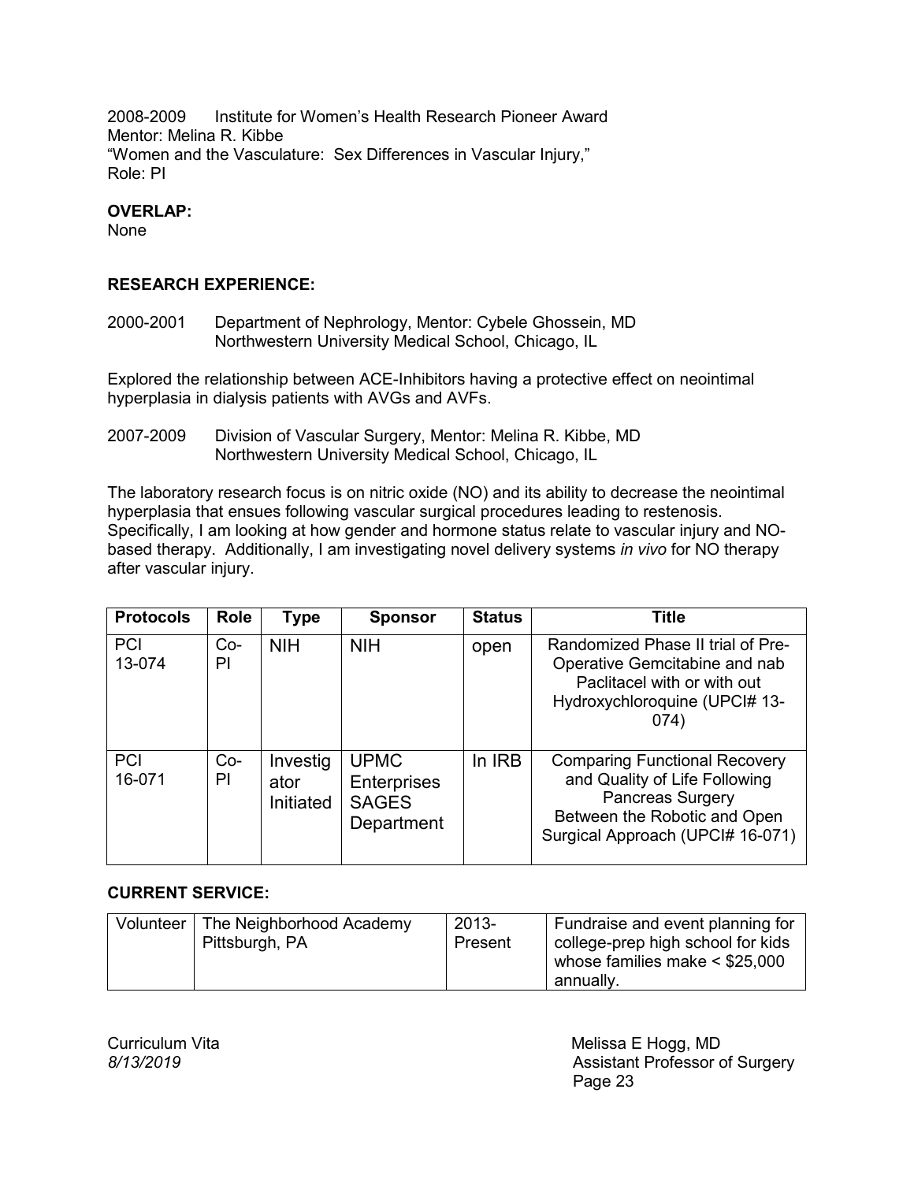2008-2009 Institute for Women's Health Research Pioneer Award
Mentor: Melina R. Kibbe
"Women and the Vasculature: Sex Differences in Vascular Injury,"
Role: PI

**OVERLAP:**
None

**RESEARCH EXPERIENCE:**

2000-2001 Department of Nephrology, Mentor: Cybele Ghossein, MD
Northwestern University Medical School, Chicago, IL

Explored the relationship between ACE-Inhibitors having a protective effect on neointimal hyperplasia in dialysis patients with AVGs and AVFs.

2007-2009 Division of Vascular Surgery, Mentor: Melina R. Kibbe, MD
Northwestern University Medical School, Chicago, IL

The laboratory research focus is on nitric oxide (NO) and its ability to decrease the neointimal hyperplasia that ensues following vascular surgical procedures leading to restenosis. Specifically, I am looking at how gender and hormone status relate to vascular injury and NO-based therapy. Additionally, I am investigating novel delivery systems *in vivo* for NO therapy after vascular injury.

| Protocols | Role | Type | Sponsor | Status | Title |
|---|---|---|---|---|---|
| PCI 13-074 | Co-PI | NIH | NIH | open | Randomized Phase II trial of Pre-Operative Gemcitabine and nab Paclitacel with or with out Hydroxychloroquine (UPCI# 13-074) |
| PCI 16-071 | Co-PI | Investigator Initiated | UPMC Enterprises SAGES Department | In IRB | Comparing Functional Recovery and Quality of Life Following Pancreas Surgery Between the Robotic and Open Surgical Approach (UPCI# 16-071) |

**CURRENT SERVICE:**

| Volunteer | The Neighborhood Academy Pittsburgh, PA | 2013-Present | Fundraise and event planning for college-prep high school for kids whose families make < $25,000 annually. |
|---|---|---|---|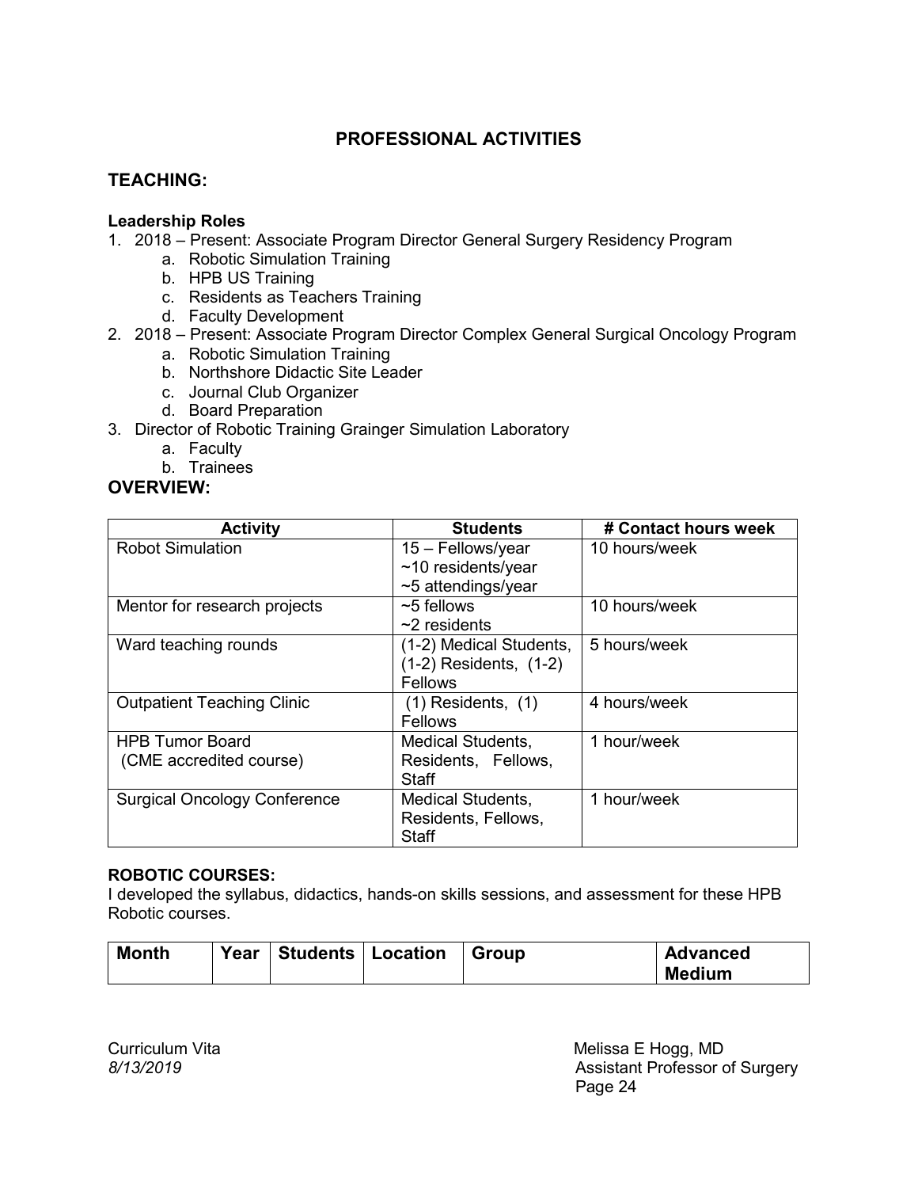# PROFESSIONAL ACTIVITIES

## TEACHING:

**Leadership Roles**

1. 2018 – Present: Associate Program Director General Surgery Residency Program
    a. Robotic Simulation Training
    b. HPB US Training
    c. Residents as Teachers Training
    d. Faculty Development
2. 2018 – Present: Associate Program Director Complex General Surgical Oncology Program
    a. Robotic Simulation Training
    b. Northshore Didactic Site Leader
    c. Journal Club Organizer
    d. Board Preparation
3. Director of Robotic Training Grainger Simulation Laboratory
    a. Faculty
    b. Trainees

## OVERVIEW:

| Activity | Students | # Contact hours week |
|---|---|---|
| Robot Simulation | 15 – Fellows/year<br>~10 residents/year<br>~5 attendings/year | 10 hours/week |
| Mentor for research projects | ~5 fellows<br>~2 residents | 10 hours/week |
| Ward teaching rounds | (1-2) Medical Students, (1-2) Residents, (1-2) Fellows | 5 hours/week |
| Outpatient Teaching Clinic | (1) Residents, (1) Fellows | 4 hours/week |
| HPB Tumor Board (CME accredited course) | Medical Students, Residents, Fellows, Staff | 1 hour/week |
| Surgical Oncology Conference | Medical Students, Residents, Fellows, Staff | 1 hour/week |

**ROBOTIC COURSES:**

I developed the syllabus, didactics, hands-on skills sessions, and assessment for these HPB Robotic courses.

| Month | Year | Students | Location | Group | Advanced Medium |
|---|---|---|---|---|---|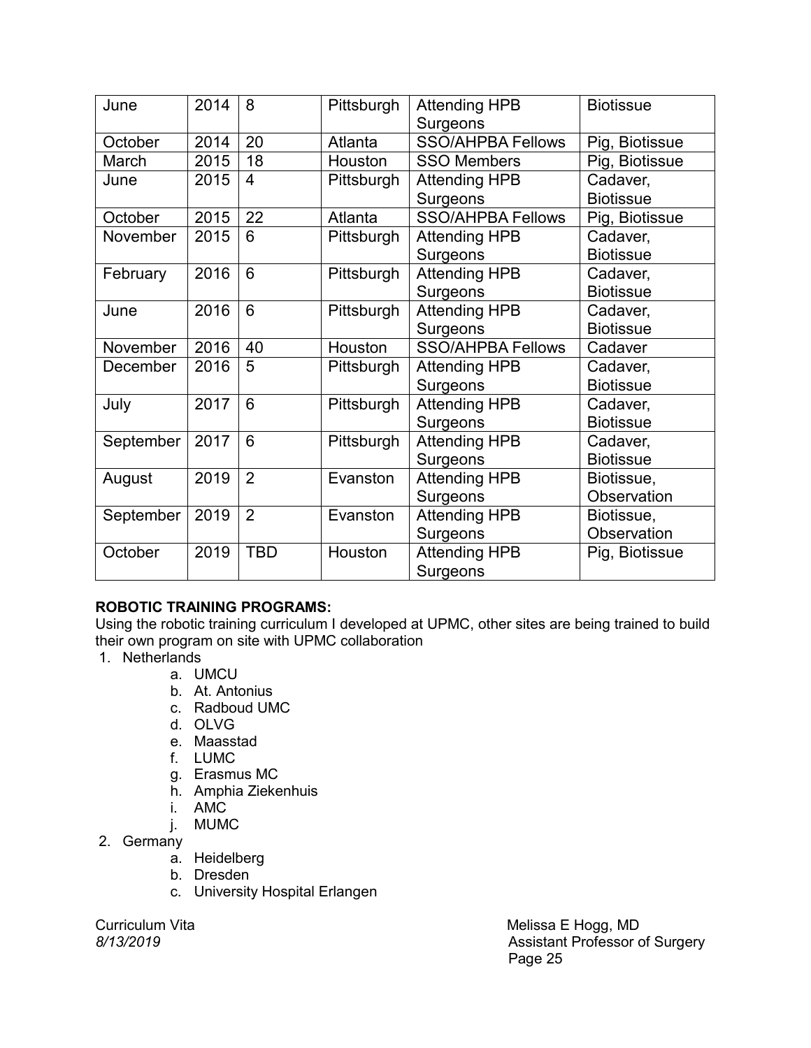| June | 2014 | 8 | Pittsburgh | Attending HPB Surgeons | Biotissue |
|---|---|---|---|---|---|
| October | 2014 | 20 | Atlanta | SSO/AHPBA Fellows | Pig, Biotissue |
| March | 2015 | 18 | Houston | SSO Members | Pig, Biotissue |
| June | 2015 | 4 | Pittsburgh | Attending HPB Surgeons | Cadaver, Biotissue |
| October | 2015 | 22 | Atlanta | SSO/AHPBA Fellows | Pig, Biotissue |
| November | 2015 | 6 | Pittsburgh | Attending HPB Surgeons | Cadaver, Biotissue |
| February | 2016 | 6 | Pittsburgh | Attending HPB Surgeons | Cadaver, Biotissue |
| June | 2016 | 6 | Pittsburgh | Attending HPB Surgeons | Cadaver, Biotissue |
| November | 2016 | 40 | Houston | SSO/AHPBA Fellows | Cadaver |
| December | 2016 | 5 | Pittsburgh | Attending HPB Surgeons | Cadaver, Biotissue |
| July | 2017 | 6 | Pittsburgh | Attending HPB Surgeons | Cadaver, Biotissue |
| September | 2017 | 6 | Pittsburgh | Attending HPB Surgeons | Cadaver, Biotissue |
| August | 2019 | 2 | Evanston | Attending HPB Surgeons | Biotissue, Observation |
| September | 2019 | 2 | Evanston | Attending HPB Surgeons | Biotissue, Observation |
| October | 2019 | TBD | Houston | Attending HPB Surgeons | Pig, Biotissue |

**ROBOTIC TRAINING PROGRAMS:**
Using the robotic training curriculum I developed at UPMC, other sites are being trained to build their own program on site with UPMC collaboration

1. Netherlands
    a. UMCU
    b. At. Antonius
    c. Radboud UMC
    d. OLVG
    e. Maasstad
    f. LUMC
    g. Erasmus MC
    h. Amphia Ziekenhuis
    i. AMC
    j. MUMC
2. Germany
    a. Heidelberg
    b. Dresden
    c. University Hospital Erlangen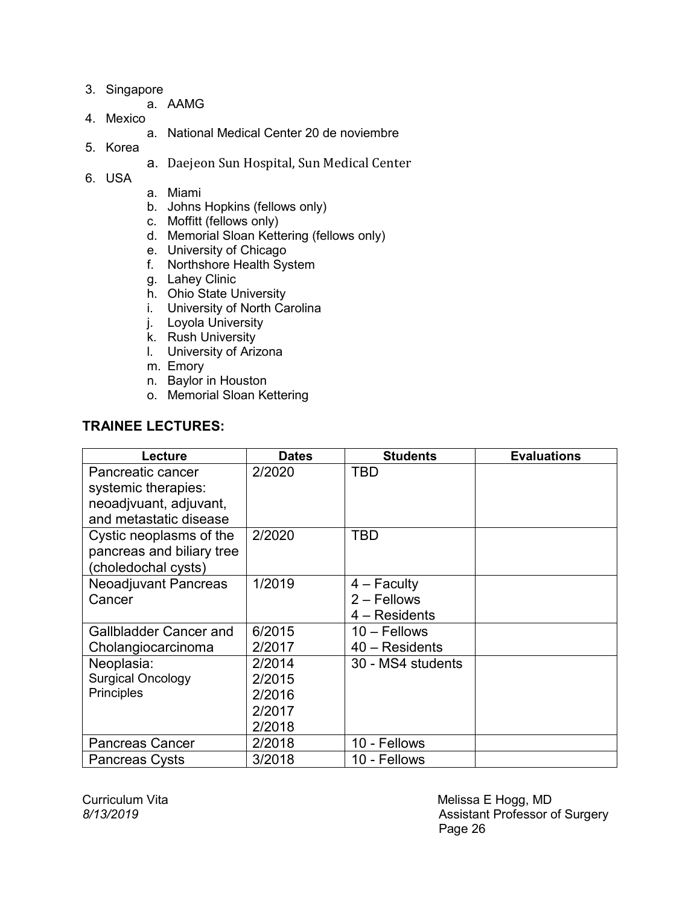3. Singapore
    a. AAMG
4. Mexico
    a. National Medical Center 20 de noviembre
5. Korea
    a. Daejeon Sun Hospital, Sun Medical Center
6. USA
    a. Miami
    b. Johns Hopkins (fellows only)
    c. Moffitt (fellows only)
    d. Memorial Sloan Kettering (fellows only)
    e. University of Chicago
    f. Northshore Health System
    g. Lahey Clinic
    h. Ohio State University
    i. University of North Carolina
    j. Loyola University
    k. Rush University
    l. University of Arizona
    m. Emory
    n. Baylor in Houston
    o. Memorial Sloan Kettering

## TRAINEE LECTURES:

| Lecture | Dates | Students | Evaluations |
| --- | --- | --- | --- |
| Pancreatic cancer systemic therapies: neoadjvuant, adjuvant, and metastatic disease | 2/2020 | TBD | |
| Cystic neoplasms of the pancreas and biliary tree (choledochal cysts) | 2/2020 | TBD | |
| Neoadjuvant Pancreas Cancer | 1/2019 | 4 – Faculty<br>2 – Fellows<br>4 – Residents | |
| Gallbladder Cancer and Cholangiocarcinoma | 6/2015<br>2/2017 | 10 – Fellows<br>40 – Residents | |
| Neoplasia:<br>Surgical Oncology Principles | 2/2014<br>2/2015<br>2/2016<br>2/2017<br>2/2018 | 30 - MS4 students | |
| Pancreas Cancer | 2/2018 | 10 - Fellows | |
| Pancreas Cysts | 3/2018 | 10 - Fellows | |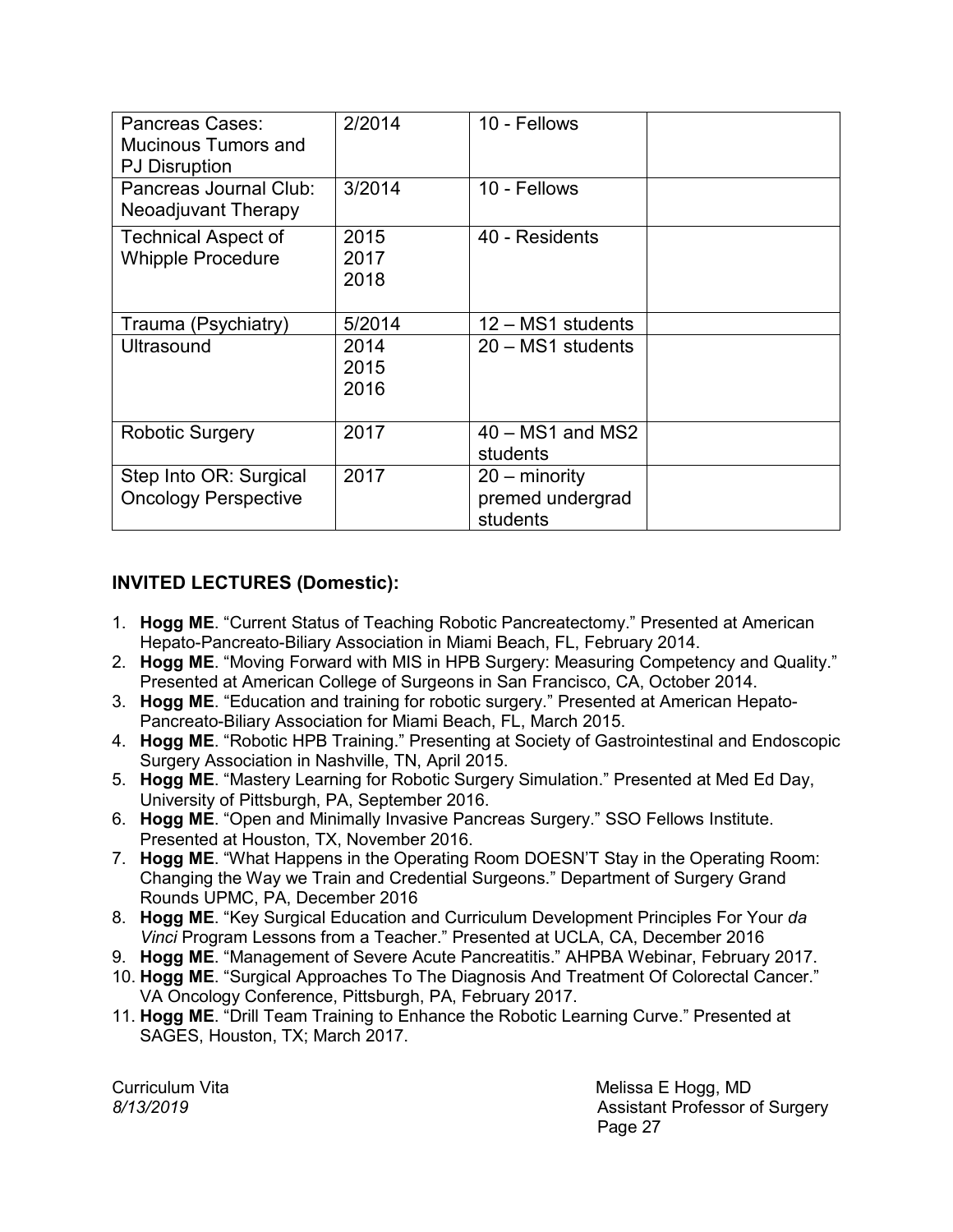| Pancreas Cases: Mucinous Tumors and PJ Disruption | 2/2014 | 10 - Fellows | |
|---|---|---|---|
| Pancreas Journal Club: Neoadjuvant Therapy | 3/2014 | 10 - Fellows | |
| Technical Aspect of Whipple Procedure | 2015<br>2017<br>2018 | 40 - Residents | |
| Trauma (Psychiatry) | 5/2014 | 12 – MS1 students | |
| Ultrasound | 2014<br>2015<br>2016 | 20 – MS1 students | |
| Robotic Surgery | 2017 | 40 – MS1 and MS2 students | |
| Step Into OR: Surgical Oncology Perspective | 2017 | 20 – minority premed undergrad students | |

## INVITED LECTURES (Domestic):

1. **Hogg ME**. “Current Status of Teaching Robotic Pancreatectomy.” Presented at American Hepato-Pancreato-Biliary Association in Miami Beach, FL, February 2014.
2. **Hogg ME**. “Moving Forward with MIS in HPB Surgery: Measuring Competency and Quality.” Presented at American College of Surgeons in San Francisco, CA, October 2014.
3. **Hogg ME**. “Education and training for robotic surgery.” Presented at American Hepato-Pancreato-Biliary Association for Miami Beach, FL, March 2015.
4. **Hogg ME**. “Robotic HPB Training.” Presenting at Society of Gastrointestinal and Endoscopic Surgery Association in Nashville, TN, April 2015.
5. **Hogg ME**. “Mastery Learning for Robotic Surgery Simulation.” Presented at Med Ed Day, University of Pittsburgh, PA, September 2016.
6. **Hogg ME**. “Open and Minimally Invasive Pancreas Surgery.” SSO Fellows Institute. Presented at Houston, TX, November 2016.
7. **Hogg ME**. “What Happens in the Operating Room DOESN’T Stay in the Operating Room: Changing the Way we Train and Credential Surgeons.” Department of Surgery Grand Rounds UPMC, PA, December 2016
8. **Hogg ME**. “Key Surgical Education and Curriculum Development Principles For Your *da Vinci* Program Lessons from a Teacher.” Presented at UCLA, CA, December 2016
9. **Hogg ME**. “Management of Severe Acute Pancreatitis.” AHPBA Webinar, February 2017.
10. **Hogg ME**. “Surgical Approaches To The Diagnosis And Treatment Of Colorectal Cancer.” VA Oncology Conference, Pittsburgh, PA, February 2017.
11. **Hogg ME**. “Drill Team Training to Enhance the Robotic Learning Curve.” Presented at SAGES, Houston, TX; March 2017.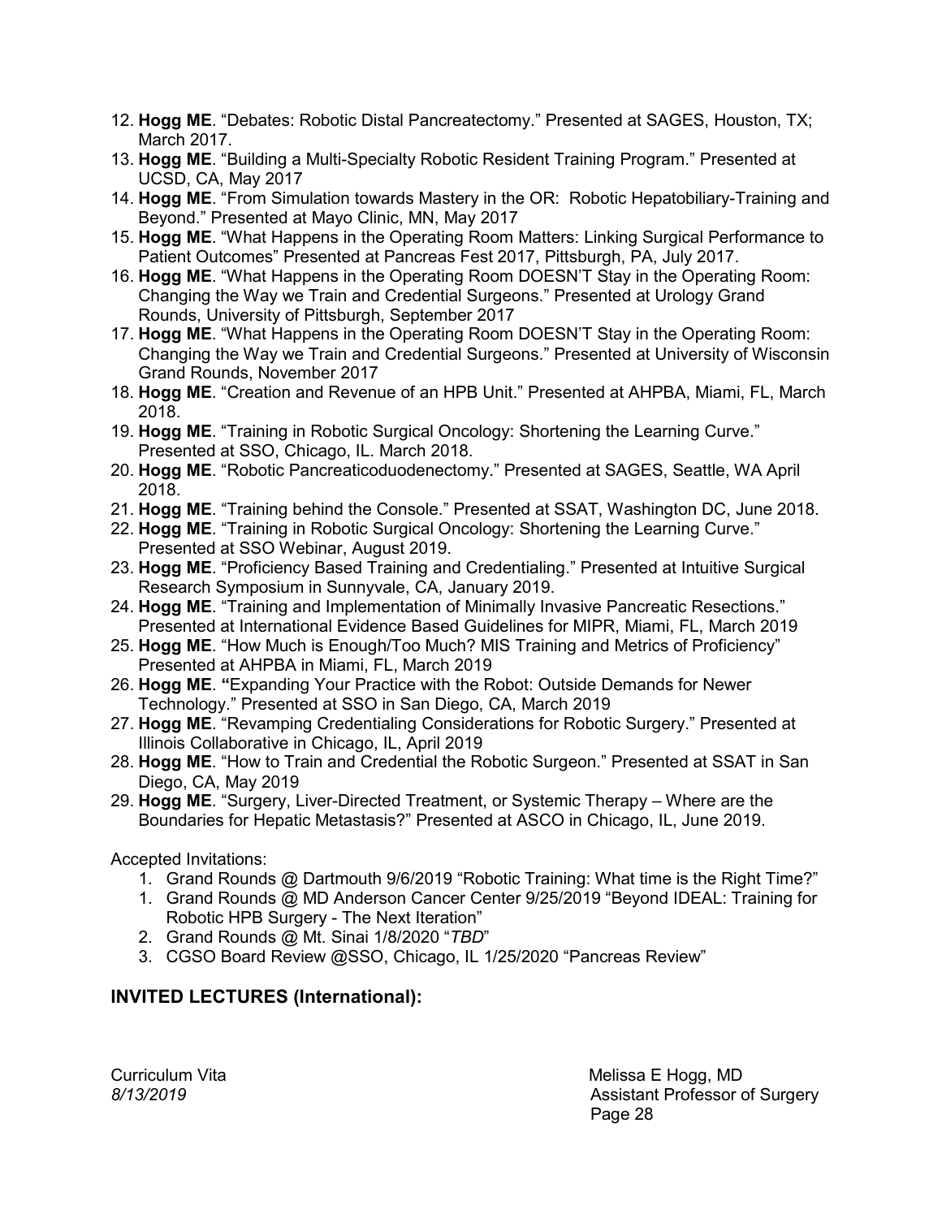12. **Hogg ME**. "Debates: Robotic Distal Pancreatectomy." Presented at SAGES, Houston, TX; March 2017.
13. **Hogg ME**. "Building a Multi-Specialty Robotic Resident Training Program." Presented at UCSD, CA, May 2017
14. **Hogg ME**. "From Simulation towards Mastery in the OR: Robotic Hepatobiliary-Training and Beyond." Presented at Mayo Clinic, MN, May 2017
15. **Hogg ME**. "What Happens in the Operating Room Matters: Linking Surgical Performance to Patient Outcomes" Presented at Pancreas Fest 2017, Pittsburgh, PA, July 2017.
16. **Hogg ME**. "What Happens in the Operating Room DOESN'T Stay in the Operating Room: Changing the Way we Train and Credential Surgeons." Presented at Urology Grand Rounds, University of Pittsburgh, September 2017
17. **Hogg ME**. "What Happens in the Operating Room DOESN'T Stay in the Operating Room: Changing the Way we Train and Credential Surgeons." Presented at University of Wisconsin Grand Rounds, November 2017
18. **Hogg ME**. "Creation and Revenue of an HPB Unit." Presented at AHPBA, Miami, FL, March 2018.
19. **Hogg ME**. "Training in Robotic Surgical Oncology: Shortening the Learning Curve." Presented at SSO, Chicago, IL. March 2018.
20. **Hogg ME**. "Robotic Pancreaticoduodenectomy." Presented at SAGES, Seattle, WA April 2018.
21. **Hogg ME**. "Training behind the Console." Presented at SSAT, Washington DC, June 2018.
22. **Hogg ME**. "Training in Robotic Surgical Oncology: Shortening the Learning Curve." Presented at SSO Webinar, August 2019.
23. **Hogg ME**. "Proficiency Based Training and Credentialing." Presented at Intuitive Surgical Research Symposium in Sunnyvale, CA, January 2019.
24. **Hogg ME**. "Training and Implementation of Minimally Invasive Pancreatic Resections." Presented at International Evidence Based Guidelines for MIPR, Miami, FL, March 2019
25. **Hogg ME**. "How Much is Enough/Too Much? MIS Training and Metrics of Proficiency" Presented at AHPBA in Miami, FL, March 2019
26. **Hogg ME**. **"**Expanding Your Practice with the Robot: Outside Demands for Newer Technology." Presented at SSO in San Diego, CA, March 2019
27. **Hogg ME**. "Revamping Credentialing Considerations for Robotic Surgery." Presented at Illinois Collaborative in Chicago, IL, April 2019
28. **Hogg ME**. "How to Train and Credential the Robotic Surgeon." Presented at SSAT in San Diego, CA, May 2019
29. **Hogg ME**. "Surgery, Liver-Directed Treatment, or Systemic Therapy – Where are the Boundaries for Hepatic Metastasis?" Presented at ASCO in Chicago, IL, June 2019.

Accepted Invitations:

1. Grand Rounds @ Dartmouth 9/6/2019 "Robotic Training: What time is the Right Time?"
1. Grand Rounds @ MD Anderson Cancer Center 9/25/2019 "Beyond IDEAL: Training for Robotic HPB Surgery - The Next Iteration"
2. Grand Rounds @ Mt. Sinai 1/8/2020 "*TBD*"
3. CGSO Board Review @SSO, Chicago, IL 1/25/2020 "Pancreas Review"

## INVITED LECTURES (International):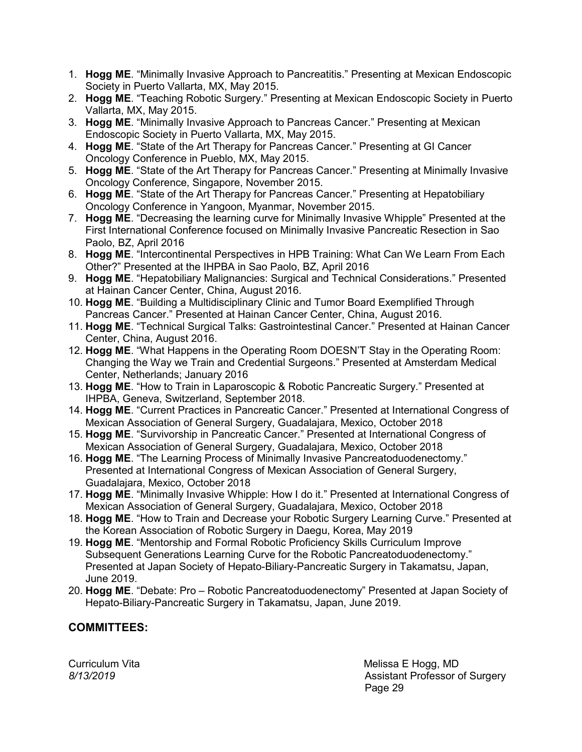1. **Hogg ME**. “Minimally Invasive Approach to Pancreatitis.” Presenting at Mexican Endoscopic Society in Puerto Vallarta, MX, May 2015.
2. **Hogg ME**. “Teaching Robotic Surgery.” Presenting at Mexican Endoscopic Society in Puerto Vallarta, MX, May 2015.
3. **Hogg ME**. “Minimally Invasive Approach to Pancreas Cancer.” Presenting at Mexican Endoscopic Society in Puerto Vallarta, MX, May 2015.
4. **Hogg ME**. “State of the Art Therapy for Pancreas Cancer.” Presenting at GI Cancer Oncology Conference in Pueblo, MX, May 2015.
5. **Hogg ME**. “State of the Art Therapy for Pancreas Cancer.” Presenting at Minimally Invasive Oncology Conference, Singapore, November 2015.
6. **Hogg ME**. “State of the Art Therapy for Pancreas Cancer.” Presenting at Hepatobiliary Oncology Conference in Yangoon, Myanmar, November 2015.
7. **Hogg ME**. “Decreasing the learning curve for Minimally Invasive Whipple” Presented at the First International Conference focused on Minimally Invasive Pancreatic Resection in Sao Paolo, BZ, April 2016
8. **Hogg ME**. “Intercontinental Perspectives in HPB Training: What Can We Learn From Each Other?” Presented at the IHPBA in Sao Paolo, BZ, April 2016
9. **Hogg ME**. “Hepatobiliary Malignancies: Surgical and Technical Considerations.” Presented at Hainan Cancer Center, China, August 2016.
10. **Hogg ME**. “Building a Multidisciplinary Clinic and Tumor Board Exemplified Through Pancreas Cancer.” Presented at Hainan Cancer Center, China, August 2016.
11. **Hogg ME**. “Technical Surgical Talks: Gastrointestinal Cancer.” Presented at Hainan Cancer Center, China, August 2016.
12. **Hogg ME**. “What Happens in the Operating Room DOESN’T Stay in the Operating Room: Changing the Way we Train and Credential Surgeons.” Presented at Amsterdam Medical Center, Netherlands; January 2016
13. **Hogg ME**. “How to Train in Laparoscopic & Robotic Pancreatic Surgery.” Presented at IHPBA, Geneva, Switzerland, September 2018.
14. **Hogg ME**. “Current Practices in Pancreatic Cancer.” Presented at International Congress of Mexican Association of General Surgery, Guadalajara, Mexico, October 2018
15. **Hogg ME**. “Survivorship in Pancreatic Cancer.” Presented at International Congress of Mexican Association of General Surgery, Guadalajara, Mexico, October 2018
16. **Hogg ME**. “The Learning Process of Minimally Invasive Pancreatoduodenectomy.” Presented at International Congress of Mexican Association of General Surgery, Guadalajara, Mexico, October 2018
17. **Hogg ME**. “Minimally Invasive Whipple: How I do it.” Presented at International Congress of Mexican Association of General Surgery, Guadalajara, Mexico, October 2018
18. **Hogg ME**. “How to Train and Decrease your Robotic Surgery Learning Curve.” Presented at the Korean Association of Robotic Surgery in Daegu, Korea, May 2019
19. **Hogg ME**. “Mentorship and Formal Robotic Proficiency Skills Curriculum Improve Subsequent Generations Learning Curve for the Robotic Pancreatoduodenectomy.” Presented at Japan Society of Hepato-Biliary-Pancreatic Surgery in Takamatsu, Japan, June 2019.
20. **Hogg ME**. “Debate: Pro – Robotic Pancreatoduodenectomy” Presented at Japan Society of Hepato-Biliary-Pancreatic Surgery in Takamatsu, Japan, June 2019.

## COMMITTEES: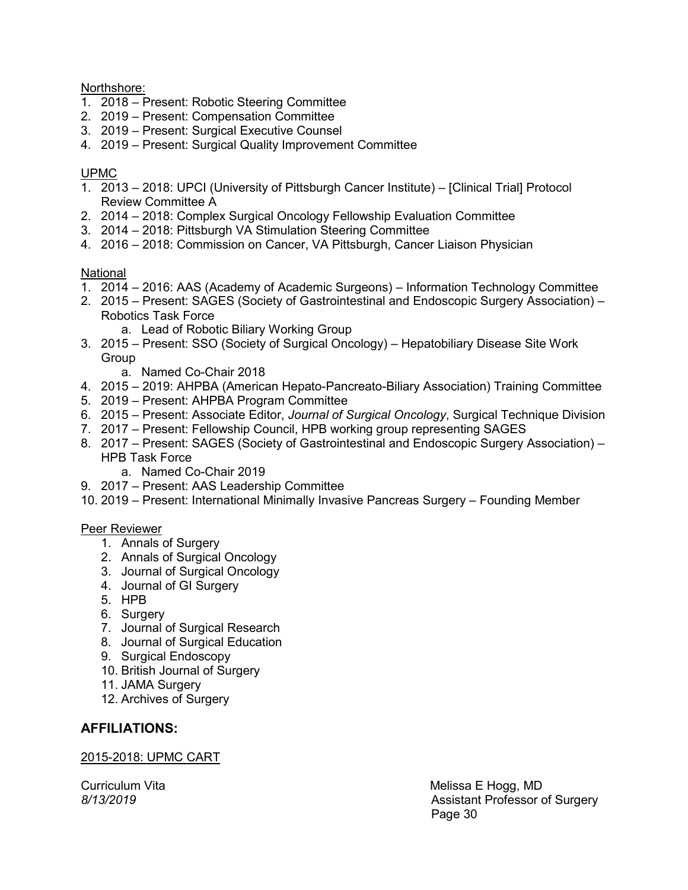Northshore:

1. 2018 – Present: Robotic Steering Committee
2. 2019 – Present: Compensation Committee
3. 2019 – Present: Surgical Executive Counsel
4. 2019 – Present: Surgical Quality Improvement Committee

UPMC

1. 2013 – 2018: UPCI (University of Pittsburgh Cancer Institute) – [Clinical Trial] Protocol Review Committee A
2. 2014 – 2018: Complex Surgical Oncology Fellowship Evaluation Committee
3. 2014 – 2018: Pittsburgh VA Stimulation Steering Committee
4. 2016 – 2018: Commission on Cancer, VA Pittsburgh, Cancer Liaison Physician

National

1. 2014 – 2016: AAS (Academy of Academic Surgeons) – Information Technology Committee
2. 2015 – Present: SAGES (Society of Gastrointestinal and Endoscopic Surgery Association) – Robotics Task Force
    a. Lead of Robotic Biliary Working Group
3. 2015 – Present: SSO (Society of Surgical Oncology) – Hepatobiliary Disease Site Work Group
    a. Named Co-Chair 2018
4. 2015 – 2019: AHPBA (American Hepato-Pancreato-Biliary Association) Training Committee
5. 2019 – Present: AHPBA Program Committee
6. 2015 – Present: Associate Editor, *Journal of Surgical Oncology*, Surgical Technique Division
7. 2017 – Present: Fellowship Council, HPB working group representing SAGES
8. 2017 – Present: SAGES (Society of Gastrointestinal and Endoscopic Surgery Association) – HPB Task Force
    a. Named Co-Chair 2019
9. 2017 – Present: AAS Leadership Committee
10. 2019 – Present: International Minimally Invasive Pancreas Surgery – Founding Member

Peer Reviewer

1. Annals of Surgery
2. Annals of Surgical Oncology
3. Journal of Surgical Oncology
4. Journal of GI Surgery
5. HPB
6. Surgery
7. Journal of Surgical Research
8. Journal of Surgical Education
9. Surgical Endoscopy
10. British Journal of Surgery
11. JAMA Surgery
12. Archives of Surgery

## AFFILIATIONS:

2015-2018: UPMC CART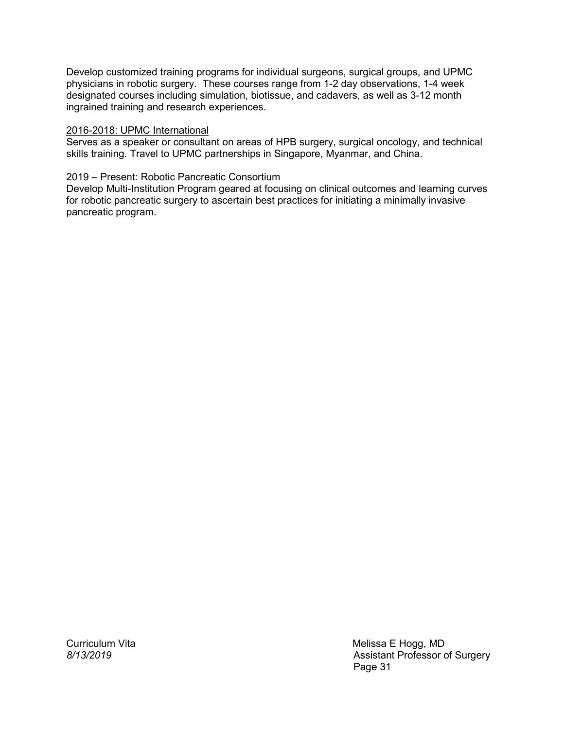Develop customized training programs for individual surgeons, surgical groups, and UPMC physicians in robotic surgery. These courses range from 1-2 day observations, 1-4 week designated courses including simulation, biotissue, and cadavers, as well as 3-12 month ingrained training and research experiences.

<u>2016-2018: UPMC International</u>
Serves as a speaker or consultant on areas of HPB surgery, surgical oncology, and technical skills training. Travel to UPMC partnerships in Singapore, Myanmar, and China.

<u>2019 – Present: Robotic Pancreatic Consortium</u>
Develop Multi-Institution Program geared at focusing on clinical outcomes and learning curves for robotic pancreatic surgery to ascertain best practices for initiating a minimally invasive pancreatic program.